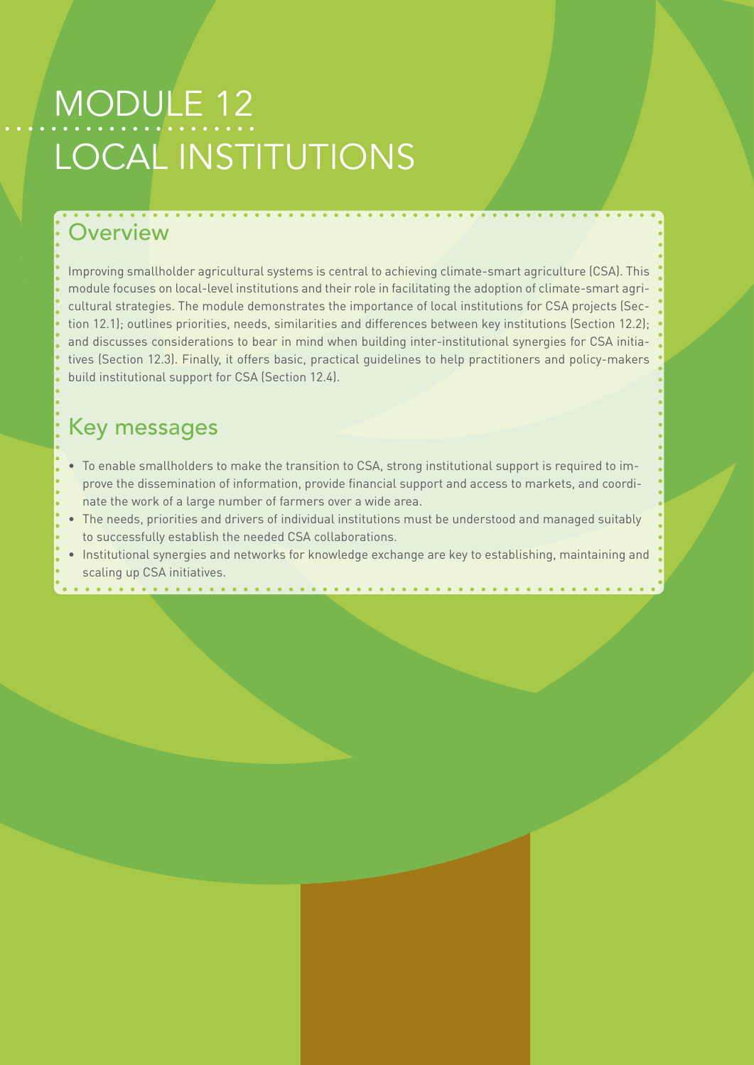# MODULE 12
# LOCAL INSTITUTIONS

## Overview

Improving smallholder agricultural systems is central to achieving climate-smart agriculture (CSA). This module focuses on local-level institutions and their role in facilitating the adoption of climate-smart agricultural strategies. The module demonstrates the importance of local institutions for CSA projects (Section 12.1); outlines priorities, needs, similarities and differences between key institutions (Section 12.2); and discusses considerations to bear in mind when building inter-institutional synergies for CSA initiatives (Section 12.3). Finally, it offers basic, practical guidelines to help practitioners and policy-makers build institutional support for CSA (Section 12.4).

## Key messages

- To enable smallholders to make the transition to CSA, strong institutional support is required to improve the dissemination of information, provide financial support and access to markets, and coordinate the work of a large number of farmers over a wide area.
- The needs, priorities and drivers of individual institutions must be understood and managed suitably to successfully establish the needed CSA collaborations.
- Institutional synergies and networks for knowledge exchange are key to establishing, maintaining and scaling up CSA initiatives.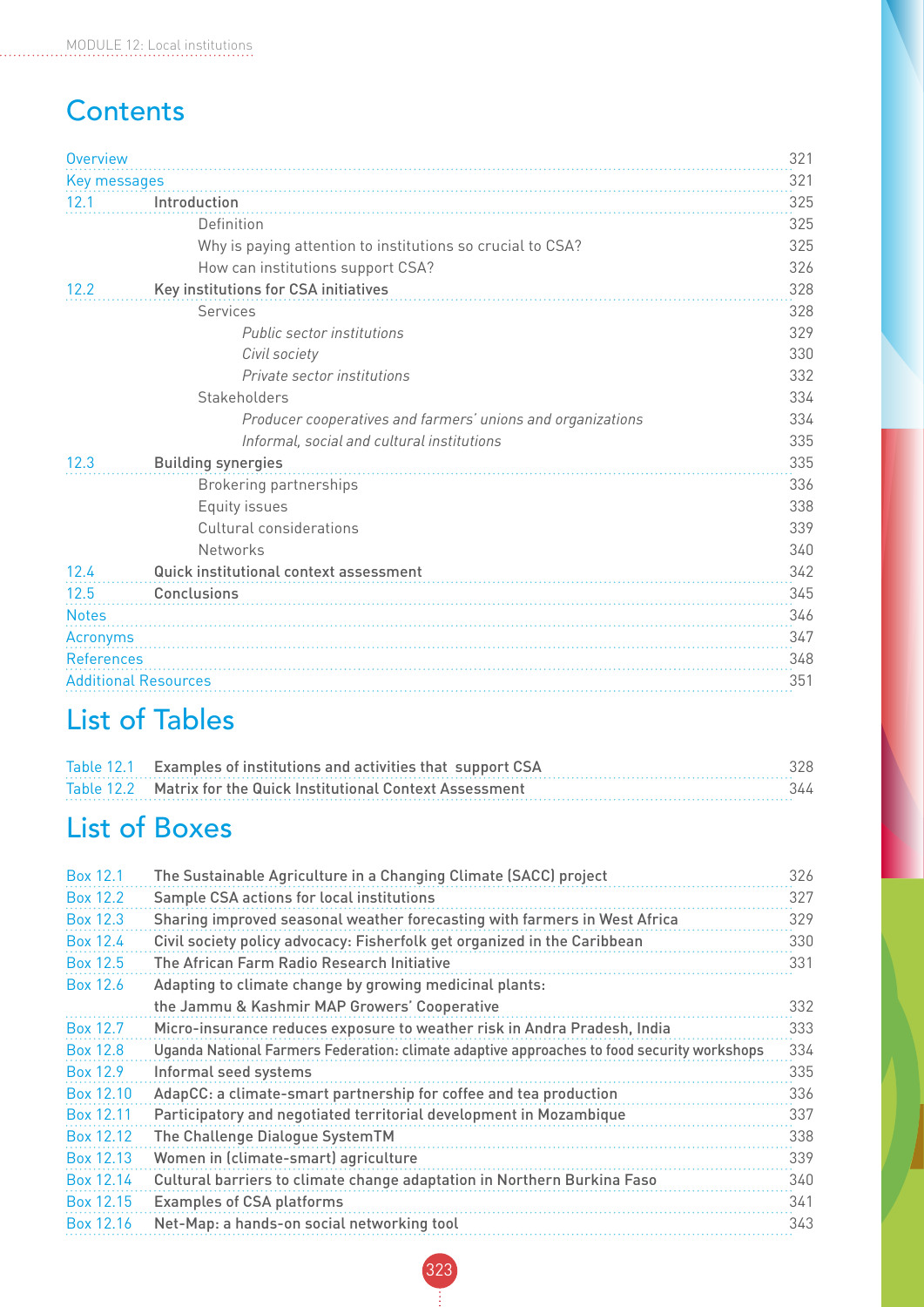# Contents

| | | |
|---|---|---|
| Overview | | 321 |
| Key messages | | 321 |
| 12.1 | **Introduction** | 325 |
| | Definition | 325 |
| | Why is paying attention to institutions so crucial to CSA? | 325 |
| | How can institutions support CSA? | 326 |
| 12.2 | **Key institutions for CSA initiatives** | 328 |
| | Services | 328 |
| | *Public sector institutions* | 329 |
| | *Civil society* | 330 |
| | *Private sector institutions* | 332 |
| | Stakeholders | 334 |
| | *Producer cooperatives and farmers' unions and organizations* | 334 |
| | *Informal, social and cultural institutions* | 335 |
| 12.3 | **Building synergies** | 335 |
| | Brokering partnerships | 336 |
| | Equity issues | 338 |
| | Cultural considerations | 339 |
| | Networks | 340 |
| 12.4 | **Quick institutional context assessment** | 342 |
| 12.5 | **Conclusions** | 345 |
| Notes | | 346 |
| Acronyms | | 347 |
| References | | 348 |
| Additional Resources | | 351 |

# List of Tables

| | | |
|---|---|---|
| Table 12.1 | Examples of institutions and activities that support CSA | 328 |
| Table 12.2 | Matrix for the Quick Institutional Context Assessment | 344 |

# List of Boxes

| | | |
|---|---|---|
| Box 12.1 | The Sustainable Agriculture in a Changing Climate (SACC) project | 326 |
| Box 12.2 | Sample CSA actions for local institutions | 327 |
| Box 12.3 | Sharing improved seasonal weather forecasting with farmers in West Africa | 329 |
| Box 12.4 | Civil society policy advocacy: Fisherfolk get organized in the Caribbean | 330 |
| Box 12.5 | The African Farm Radio Research Initiative | 331 |
| Box 12.6 | Adapting to climate change by growing medicinal plants: the Jammu & Kashmir MAP Growers' Cooperative | 332 |
| Box 12.7 | Micro-insurance reduces exposure to weather risk in Andra Pradesh, India | 333 |
| Box 12.8 | Uganda National Farmers Federation: climate adaptive approaches to food security workshops | 334 |
| Box 12.9 | Informal seed systems | 335 |
| Box 12.10 | AdapCC: a climate-smart partnership for coffee and tea production | 336 |
| Box 12.11 | Participatory and negotiated territorial development in Mozambique | 337 |
| Box 12.12 | The Challenge Dialogue SystemTM | 338 |
| Box 12.13 | Women in (climate-smart) agriculture | 339 |
| Box 12.14 | Cultural barriers to climate change adaptation in Northern Burkina Faso | 340 |
| Box 12.15 | Examples of CSA platforms | 341 |
| Box 12.16 | Net-Map: a hands-on social networking tool | 343 |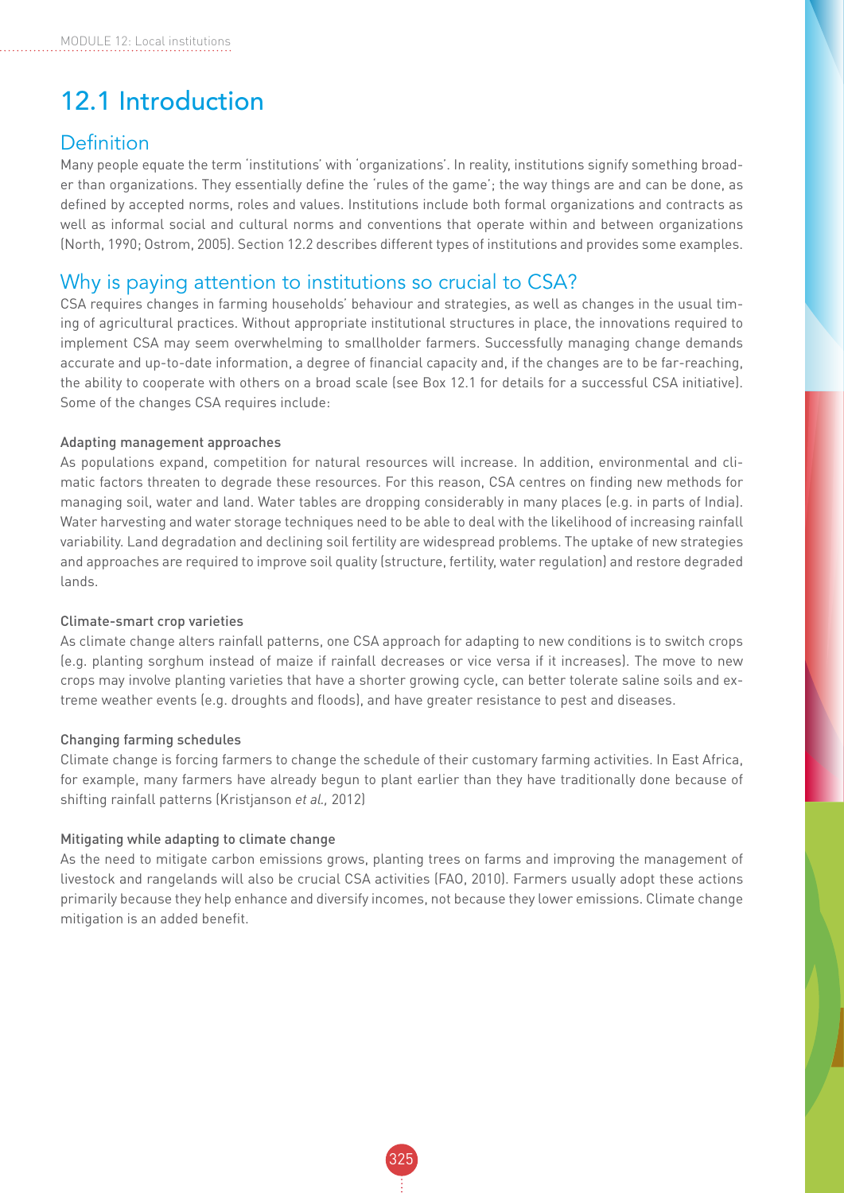# 12.1 Introduction

## Definition

Many people equate the term 'institutions' with 'organizations'. In reality, institutions signify something broader than organizations. They essentially define the 'rules of the game'; the way things are and can be done, as defined by accepted norms, roles and values. Institutions include both formal organizations and contracts as well as informal social and cultural norms and conventions that operate within and between organizations (North, 1990; Ostrom, 2005). Section 12.2 describes different types of institutions and provides some examples.

## Why is paying attention to institutions so crucial to CSA?

CSA requires changes in farming households' behaviour and strategies, as well as changes in the usual timing of agricultural practices. Without appropriate institutional structures in place, the innovations required to implement CSA may seem overwhelming to smallholder farmers. Successfully managing change demands accurate and up-to-date information, a degree of financial capacity and, if the changes are to be far-reaching, the ability to cooperate with others on a broad scale (see Box 12.1 for details for a successful CSA initiative). Some of the changes CSA requires include:

### Adapting management approaches

As populations expand, competition for natural resources will increase. In addition, environmental and climatic factors threaten to degrade these resources. For this reason, CSA centres on finding new methods for managing soil, water and land. Water tables are dropping considerably in many places (e.g. in parts of India). Water harvesting and water storage techniques need to be able to deal with the likelihood of increasing rainfall variability. Land degradation and declining soil fertility are widespread problems. The uptake of new strategies and approaches are required to improve soil quality (structure, fertility, water regulation) and restore degraded lands.

### Climate-smart crop varieties

As climate change alters rainfall patterns, one CSA approach for adapting to new conditions is to switch crops (e.g. planting sorghum instead of maize if rainfall decreases or vice versa if it increases). The move to new crops may involve planting varieties that have a shorter growing cycle, can better tolerate saline soils and extreme weather events (e.g. droughts and floods), and have greater resistance to pest and diseases.

### Changing farming schedules

Climate change is forcing farmers to change the schedule of their customary farming activities. In East Africa, for example, many farmers have already begun to plant earlier than they have traditionally done because of shifting rainfall patterns (Kristjanson *et al.,* 2012)

### Mitigating while adapting to climate change

As the need to mitigate carbon emissions grows, planting trees on farms and improving the management of livestock and rangelands will also be crucial CSA activities (FAO, 2010). Farmers usually adopt these actions primarily because they help enhance and diversify incomes, not because they lower emissions. Climate change mitigation is an added benefit.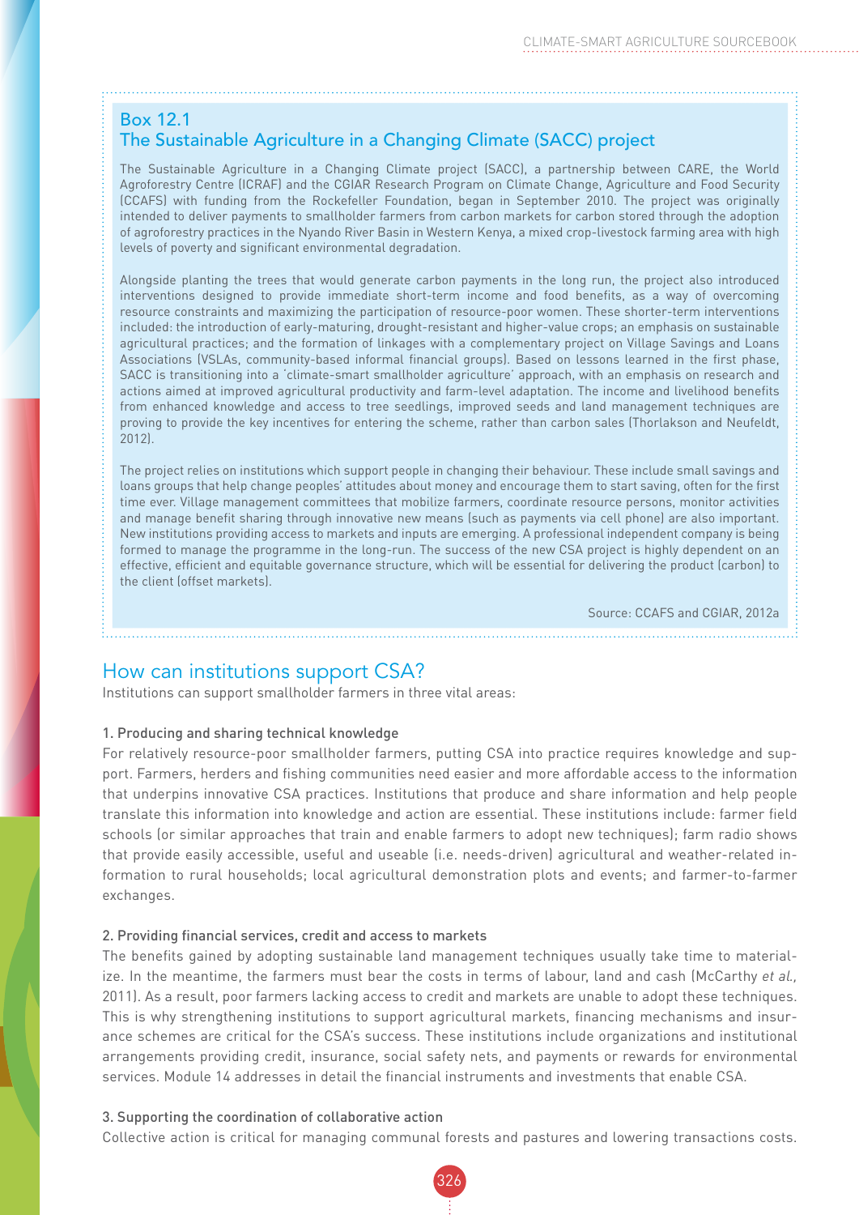### Box 12.1
### The Sustainable Agriculture in a Changing Climate (SACC) project

The Sustainable Agriculture in a Changing Climate project (SACC), a partnership between CARE, the World Agroforestry Centre (ICRAF) and the CGIAR Research Program on Climate Change, Agriculture and Food Security (CCAFS) with funding from the Rockefeller Foundation, began in September 2010. The project was originally intended to deliver payments to smallholder farmers from carbon markets for carbon stored through the adoption of agroforestry practices in the Nyando River Basin in Western Kenya, a mixed crop-livestock farming area with high levels of poverty and significant environmental degradation.

Alongside planting the trees that would generate carbon payments in the long run, the project also introduced interventions designed to provide immediate short-term income and food benefits, as a way of overcoming resource constraints and maximizing the participation of resource-poor women. These shorter-term interventions included: the introduction of early-maturing, drought-resistant and higher-value crops; an emphasis on sustainable agricultural practices; and the formation of linkages with a complementary project on Village Savings and Loans Associations (VSLAs, community-based informal financial groups). Based on lessons learned in the first phase, SACC is transitioning into a 'climate-smart smallholder agriculture' approach, with an emphasis on research and actions aimed at improved agricultural productivity and farm-level adaptation. The income and livelihood benefits from enhanced knowledge and access to tree seedlings, improved seeds and land management techniques are proving to provide the key incentives for entering the scheme, rather than carbon sales (Thorlakson and Neufeldt, 2012).

The project relies on institutions which support people in changing their behaviour. These include small savings and loans groups that help change peoples' attitudes about money and encourage them to start saving, often for the first time ever. Village management committees that mobilize farmers, coordinate resource persons, monitor activities and manage benefit sharing through innovative new means (such as payments via cell phone) are also important. New institutions providing access to markets and inputs are emerging. A professional independent company is being formed to manage the programme in the long-run. The success of the new CSA project is highly dependent on an effective, efficient and equitable governance structure, which will be essential for delivering the product (carbon) to the client (offset markets).

Source: CCAFS and CGIAR, 2012a

## How can institutions support CSA?

Institutions can support smallholder farmers in three vital areas:

**1. Producing and sharing technical knowledge**

For relatively resource-poor smallholder farmers, putting CSA into practice requires knowledge and support. Farmers, herders and fishing communities need easier and more affordable access to the information that underpins innovative CSA practices. Institutions that produce and share information and help people translate this information into knowledge and action are essential. These institutions include: farmer field schools (or similar approaches that train and enable farmers to adopt new techniques); farm radio shows that provide easily accessible, useful and useable (i.e. needs-driven) agricultural and weather-related information to rural households; local agricultural demonstration plots and events; and farmer-to-farmer exchanges.

**2. Providing financial services, credit and access to markets**

The benefits gained by adopting sustainable land management techniques usually take time to materialize. In the meantime, the farmers must bear the costs in terms of labour, land and cash (McCarthy *et al.*, 2011). As a result, poor farmers lacking access to credit and markets are unable to adopt these techniques. This is why strengthening institutions to support agricultural markets, financing mechanisms and insurance schemes are critical for the CSA's success. These institutions include organizations and institutional arrangements providing credit, insurance, social safety nets, and payments or rewards for environmental services. Module 14 addresses in detail the financial instruments and investments that enable CSA.

**3. Supporting the coordination of collaborative action**

Collective action is critical for managing communal forests and pastures and lowering transactions costs.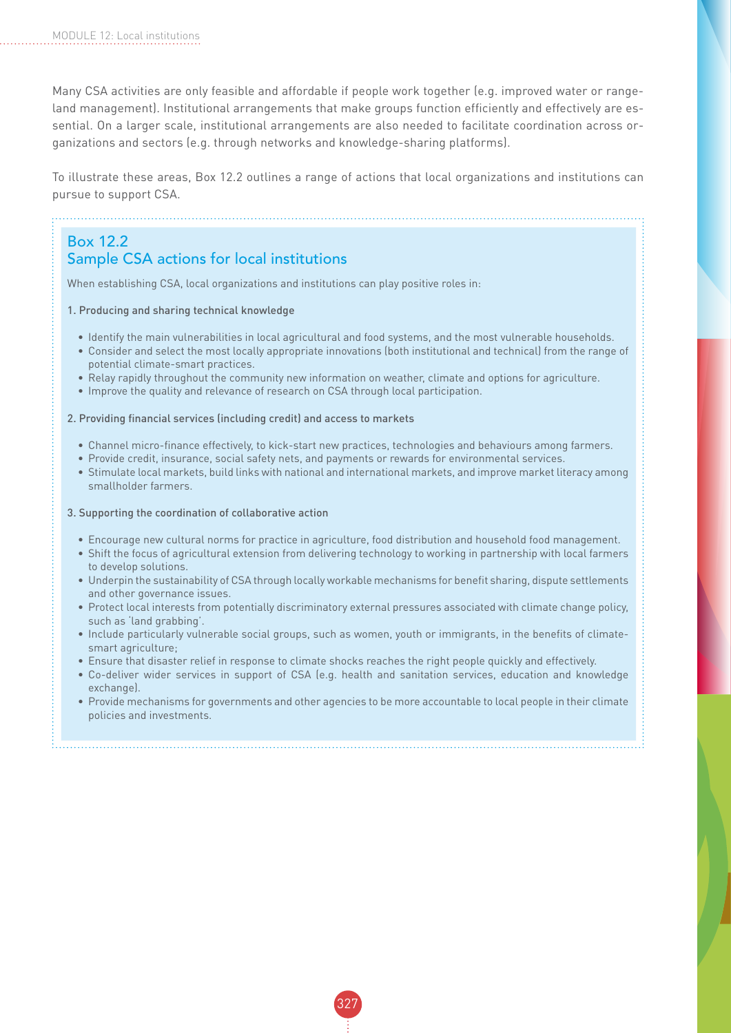Many CSA activities are only feasible and affordable if people work together (e.g. improved water or rangeland management). Institutional arrangements that make groups function efficiently and effectively are essential. On a larger scale, institutional arrangements are also needed to facilitate coordination across organizations and sectors (e.g. through networks and knowledge-sharing platforms).

To illustrate these areas, Box 12.2 outlines a range of actions that local organizations and institutions can pursue to support CSA.

## Box 12.2
## Sample CSA actions for local institutions

When establishing CSA, local organizations and institutions can play positive roles in:

1. Producing and sharing technical knowledge

- Identify the main vulnerabilities in local agricultural and food systems, and the most vulnerable households.
- Consider and select the most locally appropriate innovations (both institutional and technical) from the range of potential climate-smart practices.
- Relay rapidly throughout the community new information on weather, climate and options for agriculture.
- Improve the quality and relevance of research on CSA through local participation.

2. Providing financial services (including credit) and access to markets

- Channel micro-finance effectively, to kick-start new practices, technologies and behaviours among farmers.
- Provide credit, insurance, social safety nets, and payments or rewards for environmental services.
- Stimulate local markets, build links with national and international markets, and improve market literacy among smallholder farmers.

3. Supporting the coordination of collaborative action

- Encourage new cultural norms for practice in agriculture, food distribution and household food management.
- Shift the focus of agricultural extension from delivering technology to working in partnership with local farmers to develop solutions.
- Underpin the sustainability of CSA through locally workable mechanisms for benefit sharing, dispute settlements and other governance issues.
- Protect local interests from potentially discriminatory external pressures associated with climate change policy, such as 'land grabbing'.
- Include particularly vulnerable social groups, such as women, youth or immigrants, in the benefits of climate-smart agriculture;
- Ensure that disaster relief in response to climate shocks reaches the right people quickly and effectively.
- Co-deliver wider services in support of CSA (e.g. health and sanitation services, education and knowledge exchange).
- Provide mechanisms for governments and other agencies to be more accountable to local people in their climate policies and investments.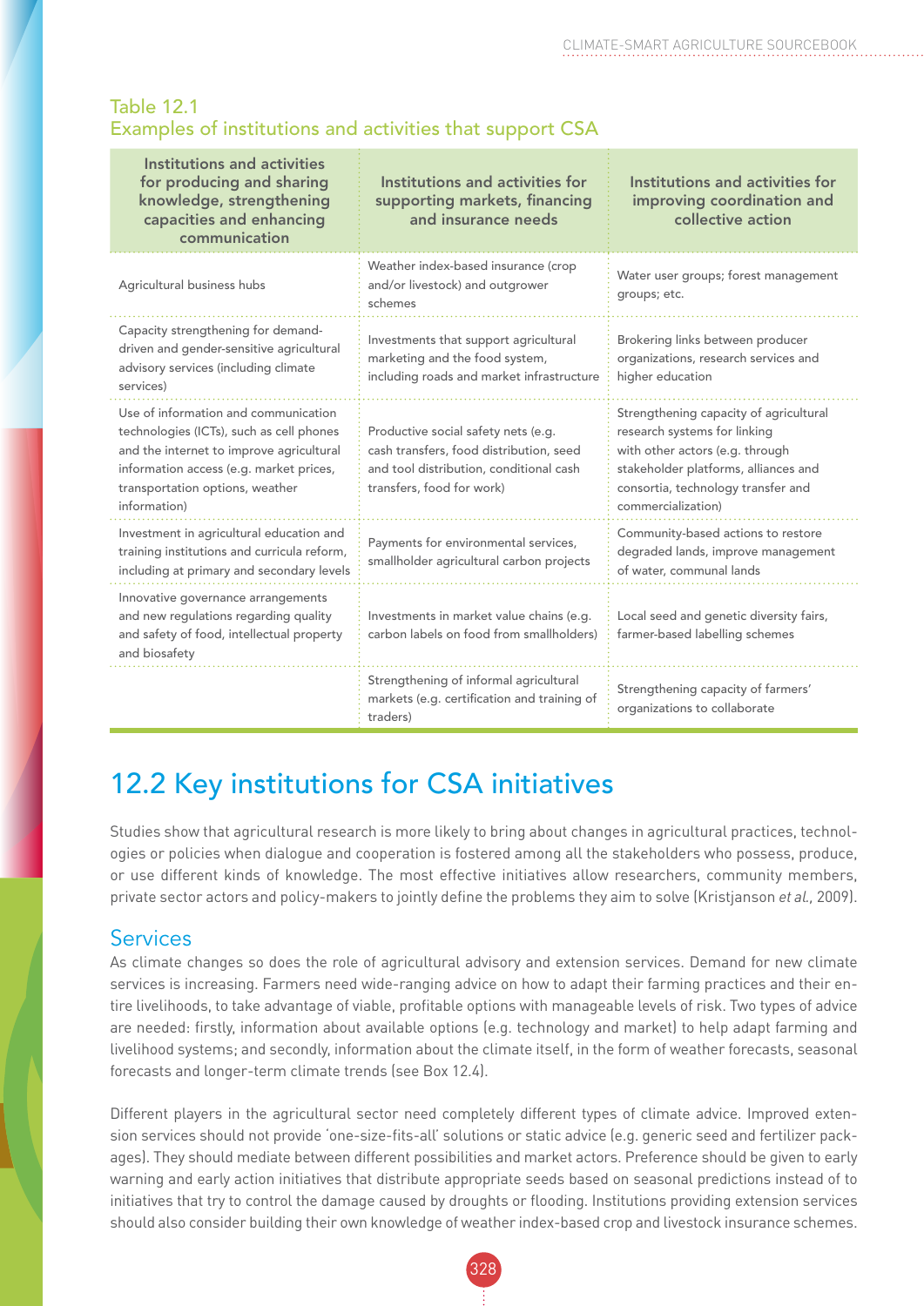Table 12.1
Examples of institutions and activities that support CSA

| Institutions and activities for producing and sharing knowledge, strengthening capacities and enhancing communication | Institutions and activities for supporting markets, financing and insurance needs | Institutions and activities for improving coordination and collective action |
|---|---|---|
| Agricultural business hubs | Weather index-based insurance (crop and/or livestock) and outgrower schemes | Water user groups; forest management groups; etc. |
| Capacity strengthening for demand-driven and gender-sensitive agricultural advisory services (including climate services) | Investments that support agricultural marketing and the food system, including roads and market infrastructure | Brokering links between producer organizations, research services and higher education |
| Use of information and communication technologies (ICTs), such as cell phones and the internet to improve agricultural information access (e.g. market prices, transportation options, weather information) | Productive social safety nets (e.g. cash transfers, food distribution, seed and tool distribution, conditional cash transfers, food for work) | Strengthening capacity of agricultural research systems for linking with other actors (e.g. through stakeholder platforms, alliances and consortia, technology transfer and commercialization) |
| Investment in agricultural education and training institutions and curricula reform, including at primary and secondary levels | Payments for environmental services, smallholder agricultural carbon projects | Community-based actions to restore degraded lands, improve management of water, communal lands |
| Innovative governance arrangements and new regulations regarding quality and safety of food, intellectual property and biosafety | Investments in market value chains (e.g. carbon labels on food from smallholders) | Local seed and genetic diversity fairs, farmer-based labelling schemes |
| | Strengthening of informal agricultural markets (e.g. certification and training of traders) | Strengthening capacity of farmers' organizations to collaborate |

## 12.2 Key institutions for CSA initiatives

Studies show that agricultural research is more likely to bring about changes in agricultural practices, technologies or policies when dialogue and cooperation is fostered among all the stakeholders who possess, produce, or use different kinds of knowledge. The most effective initiatives allow researchers, community members, private sector actors and policy-makers to jointly define the problems they aim to solve (Kristjanson *et al.*, 2009).

### Services

As climate changes so does the role of agricultural advisory and extension services. Demand for new climate services is increasing. Farmers need wide-ranging advice on how to adapt their farming practices and their entire livelihoods, to take advantage of viable, profitable options with manageable levels of risk. Two types of advice are needed: firstly, information about available options (e.g. technology and market) to help adapt farming and livelihood systems; and secondly, information about the climate itself, in the form of weather forecasts, seasonal forecasts and longer-term climate trends (see Box 12.4).

Different players in the agricultural sector need completely different types of climate advice. Improved extension services should not provide 'one-size-fits-all' solutions or static advice (e.g. generic seed and fertilizer packages). They should mediate between different possibilities and market actors. Preference should be given to early warning and early action initiatives that distribute appropriate seeds based on seasonal predictions instead of to initiatives that try to control the damage caused by droughts or flooding. Institutions providing extension services should also consider building their own knowledge of weather index-based crop and livestock insurance schemes.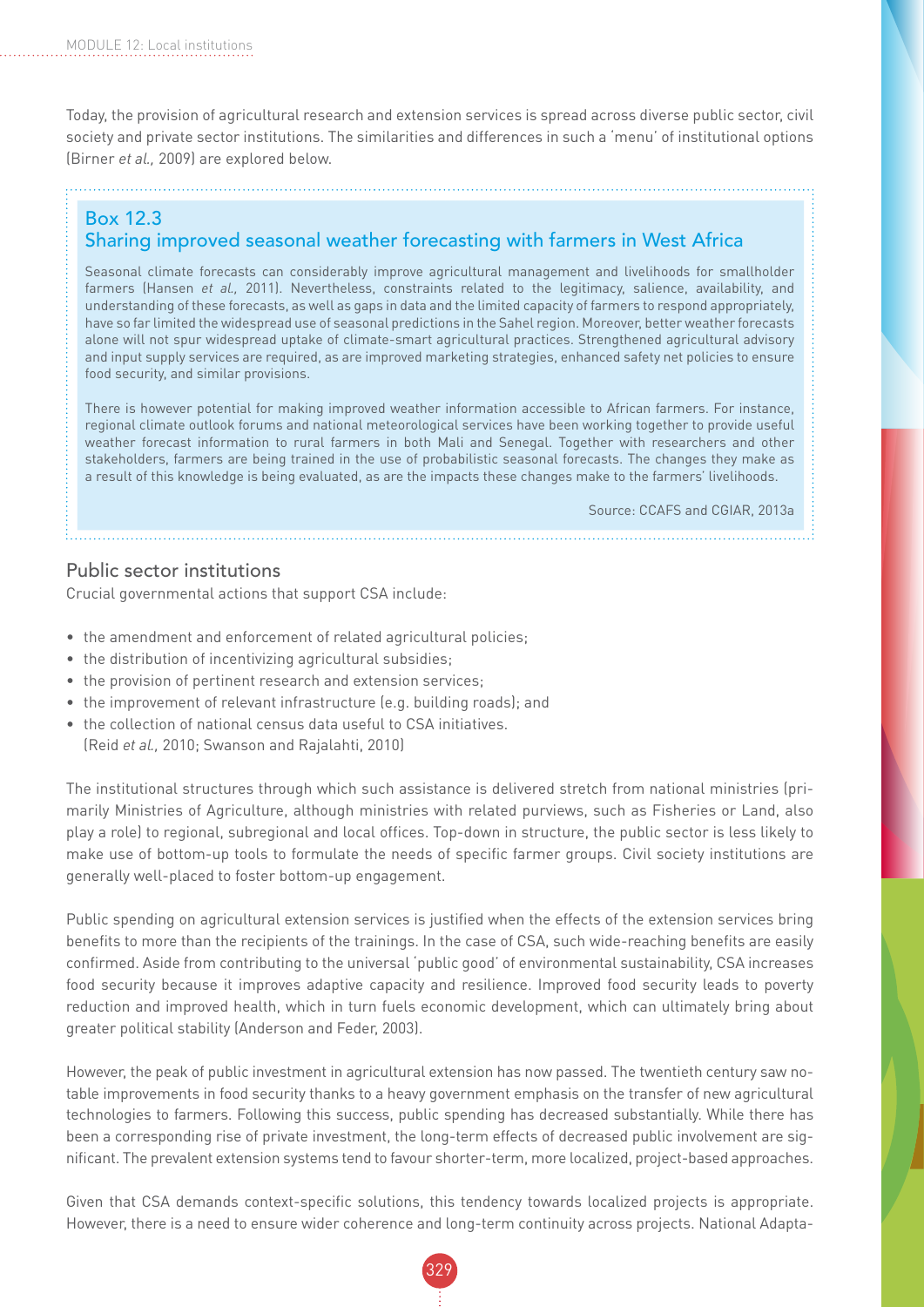Today, the provision of agricultural research and extension services is spread across diverse public sector, civil society and private sector institutions. The similarities and differences in such a 'menu' of institutional options (Birner *et al.,* 2009) are explored below.

### Box 12.3
### Sharing improved seasonal weather forecasting with farmers in West Africa

Seasonal climate forecasts can considerably improve agricultural management and livelihoods for smallholder farmers (Hansen *et al.,* 2011). Nevertheless, constraints related to the legitimacy, salience, availability, and understanding of these forecasts, as well as gaps in data and the limited capacity of farmers to respond appropriately, have so far limited the widespread use of seasonal predictions in the Sahel region. Moreover, better weather forecasts alone will not spur widespread uptake of climate-smart agricultural practices. Strengthened agricultural advisory and input supply services are required, as are improved marketing strategies, enhanced safety net policies to ensure food security, and similar provisions.

There is however potential for making improved weather information accessible to African farmers. For instance, regional climate outlook forums and national meteorological services have been working together to provide useful weather forecast information to rural farmers in both Mali and Senegal. Together with researchers and other stakeholders, farmers are being trained in the use of probabilistic seasonal forecasts. The changes they make as a result of this knowledge is being evaluated, as are the impacts these changes make to the farmers' livelihoods.

Source: CCAFS and CGIAR, 2013a

## Public sector institutions

Crucial governmental actions that support CSA include:

- the amendment and enforcement of related agricultural policies;
- the distribution of incentivizing agricultural subsidies;
- the provision of pertinent research and extension services;
- the improvement of relevant infrastructure (e.g. building roads); and
- the collection of national census data useful to CSA initiatives.
  (Reid *et al.,* 2010; Swanson and Rajalahti, 2010)

The institutional structures through which such assistance is delivered stretch from national ministries (primarily Ministries of Agriculture, although ministries with related purviews, such as Fisheries or Land, also play a role) to regional, subregional and local offices. Top-down in structure, the public sector is less likely to make use of bottom-up tools to formulate the needs of specific farmer groups. Civil society institutions are generally well-placed to foster bottom-up engagement.

Public spending on agricultural extension services is justified when the effects of the extension services bring benefits to more than the recipients of the trainings. In the case of CSA, such wide-reaching benefits are easily confirmed. Aside from contributing to the universal 'public good' of environmental sustainability, CSA increases food security because it improves adaptive capacity and resilience. Improved food security leads to poverty reduction and improved health, which in turn fuels economic development, which can ultimately bring about greater political stability (Anderson and Feder, 2003).

However, the peak of public investment in agricultural extension has now passed. The twentieth century saw notable improvements in food security thanks to a heavy government emphasis on the transfer of new agricultural technologies to farmers. Following this success, public spending has decreased substantially. While there has been a corresponding rise of private investment, the long-term effects of decreased public involvement are significant. The prevalent extension systems tend to favour shorter-term, more localized, project-based approaches.

Given that CSA demands context-specific solutions, this tendency towards localized projects is appropriate. However, there is a need to ensure wider coherence and long-term continuity across projects. National Adapta-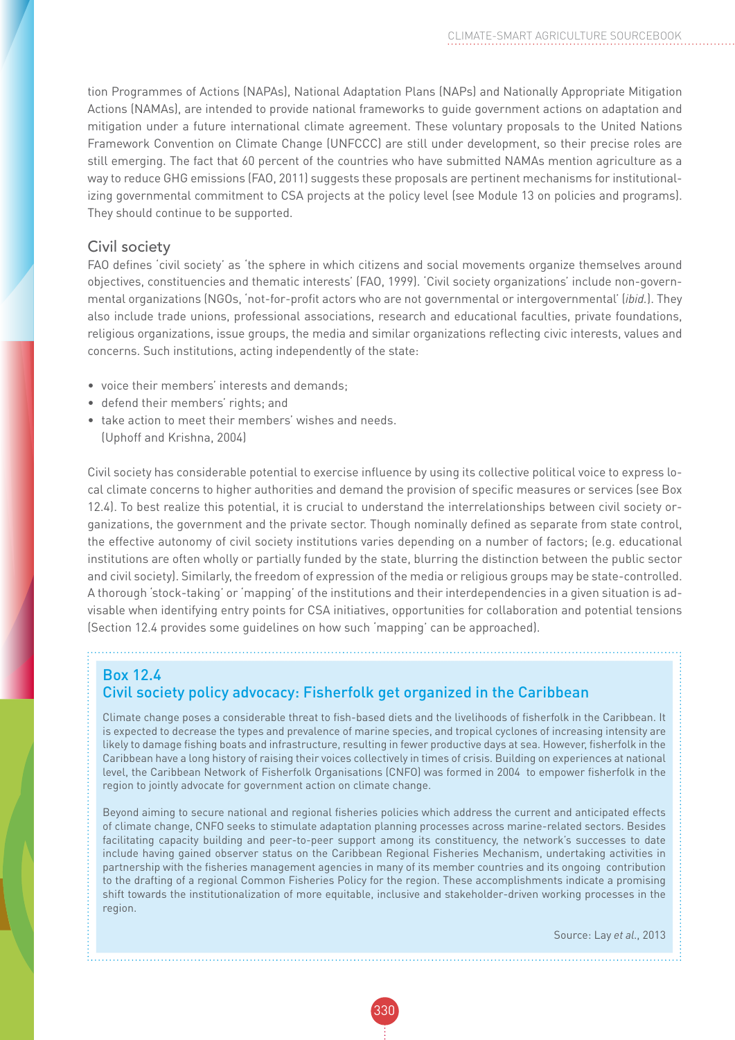tion Programmes of Actions (NAPAs), National Adaptation Plans (NAPs) and Nationally Appropriate Mitigation Actions (NAMAs), are intended to provide national frameworks to guide government actions on adaptation and mitigation under a future international climate agreement. These voluntary proposals to the United Nations Framework Convention on Climate Change (UNFCCC) are still under development, so their precise roles are still emerging. The fact that 60 percent of the countries who have submitted NAMAs mention agriculture as a way to reduce GHG emissions (FAO, 2011) suggests these proposals are pertinent mechanisms for institutionalizing governmental commitment to CSA projects at the policy level (see Module 13 on policies and programs). They should continue to be supported.

## Civil society

FAO defines 'civil society' as 'the sphere in which citizens and social movements organize themselves around objectives, constituencies and thematic interests' (FAO, 1999). 'Civil society organizations' include non-governmental organizations (NGOs, 'not-for-profit actors who are not governmental or intergovernmental' (*ibid.*). They also include trade unions, professional associations, research and educational faculties, private foundations, religious organizations, issue groups, the media and similar organizations reflecting civic interests, values and concerns. Such institutions, acting independently of the state:

- voice their members' interests and demands;
- defend their members' rights; and
- take action to meet their members' wishes and needs.
  (Uphoff and Krishna, 2004)

Civil society has considerable potential to exercise influence by using its collective political voice to express local climate concerns to higher authorities and demand the provision of specific measures or services (see Box 12.4). To best realize this potential, it is crucial to understand the interrelationships between civil society organizations, the government and the private sector. Though nominally defined as separate from state control, the effective autonomy of civil society institutions varies depending on a number of factors; (e.g. educational institutions are often wholly or partially funded by the state, blurring the distinction between the public sector and civil society). Similarly, the freedom of expression of the media or religious groups may be state-controlled. A thorough 'stock-taking' or 'mapping' of the institutions and their interdependencies in a given situation is advisable when identifying entry points for CSA initiatives, opportunities for collaboration and potential tensions (Section 12.4 provides some guidelines on how such 'mapping' can be approached).

### Box 12.4
### Civil society policy advocacy: Fisherfolk get organized in the Caribbean

Climate change poses a considerable threat to fish-based diets and the livelihoods of fisherfolk in the Caribbean. It is expected to decrease the types and prevalence of marine species, and tropical cyclones of increasing intensity are likely to damage fishing boats and infrastructure, resulting in fewer productive days at sea. However, fisherfolk in the Caribbean have a long history of raising their voices collectively in times of crisis. Building on experiences at national level, the Caribbean Network of Fisherfolk Organisations (CNFO) was formed in 2004 to empower fisherfolk in the region to jointly advocate for government action on climate change.

Beyond aiming to secure national and regional fisheries policies which address the current and anticipated effects of climate change, CNFO seeks to stimulate adaptation planning processes across marine-related sectors. Besides facilitating capacity building and peer-to-peer support among its constituency, the network's successes to date include having gained observer status on the Caribbean Regional Fisheries Mechanism, undertaking activities in partnership with the fisheries management agencies in many of its member countries and its ongoing contribution to the drafting of a regional Common Fisheries Policy for the region. These accomplishments indicate a promising shift towards the institutionalization of more equitable, inclusive and stakeholder-driven working processes in the region.

Source: Lay *et al.*, 2013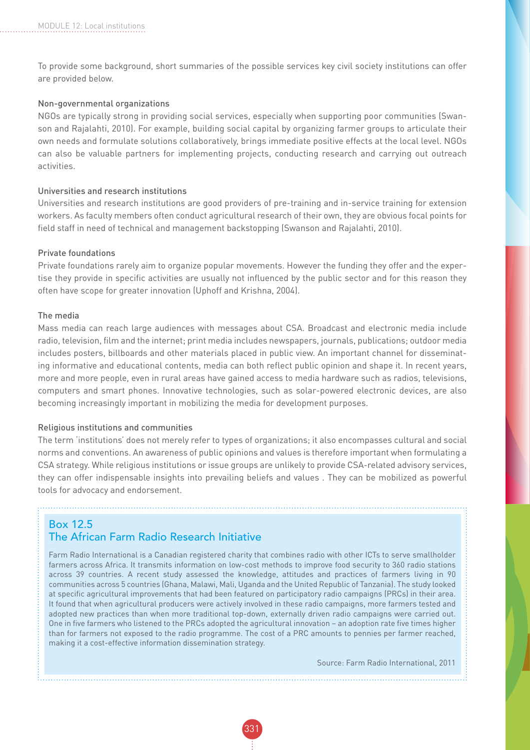To provide some background, short summaries of the possible services key civil society institutions can offer are provided below.

### Non-governmental organizations

NGOs are typically strong in providing social services, especially when supporting poor communities (Swanson and Rajalahti, 2010). For example, building social capital by organizing farmer groups to articulate their own needs and formulate solutions collaboratively, brings immediate positive effects at the local level. NGOs can also be valuable partners for implementing projects, conducting research and carrying out outreach activities.

### Universities and research institutions

Universities and research institutions are good providers of pre-training and in-service training for extension workers. As faculty members often conduct agricultural research of their own, they are obvious focal points for field staff in need of technical and management backstopping (Swanson and Rajalahti, 2010).

### Private foundations

Private foundations rarely aim to organize popular movements. However the funding they offer and the expertise they provide in specific activities are usually not influenced by the public sector and for this reason they often have scope for greater innovation (Uphoff and Krishna, 2004).

### The media

Mass media can reach large audiences with messages about CSA. Broadcast and electronic media include radio, television, film and the internet; print media includes newspapers, journals, publications; outdoor media includes posters, billboards and other materials placed in public view. An important channel for disseminating informative and educational contents, media can both reflect public opinion and shape it. In recent years, more and more people, even in rural areas have gained access to media hardware such as radios, televisions, computers and smart phones. Innovative technologies, such as solar-powered electronic devices, are also becoming increasingly important in mobilizing the media for development purposes.

### Religious institutions and communities

The term 'institutions' does not merely refer to types of organizations; it also encompasses cultural and social norms and conventions. An awareness of public opinions and values is therefore important when formulating a CSA strategy. While religious institutions or issue groups are unlikely to provide CSA-related advisory services, they can offer indispensable insights into prevailing beliefs and values . They can be mobilized as powerful tools for advocacy and endorsement.

### Box 12.5
### The African Farm Radio Research Initiative

Farm Radio International is a Canadian registered charity that combines radio with other ICTs to serve smallholder farmers across Africa. It transmits information on low-cost methods to improve food security to 360 radio stations across 39 countries. A recent study assessed the knowledge, attitudes and practices of farmers living in 90 communities across 5 countries (Ghana, Malawi, Mali, Uganda and the United Republic of Tanzania). The study looked at specific agricultural improvements that had been featured on participatory radio campaigns (PRCs) in their area. It found that when agricultural producers were actively involved in these radio campaigns, more farmers tested and adopted new practices than when more traditional top-down, externally driven radio campaigns were carried out. One in five farmers who listened to the PRCs adopted the agricultural innovation – an adoption rate five times higher than for farmers not exposed to the radio programme. The cost of a PRC amounts to pennies per farmer reached, making it a cost-effective information dissemination strategy.

Source: Farm Radio International, 2011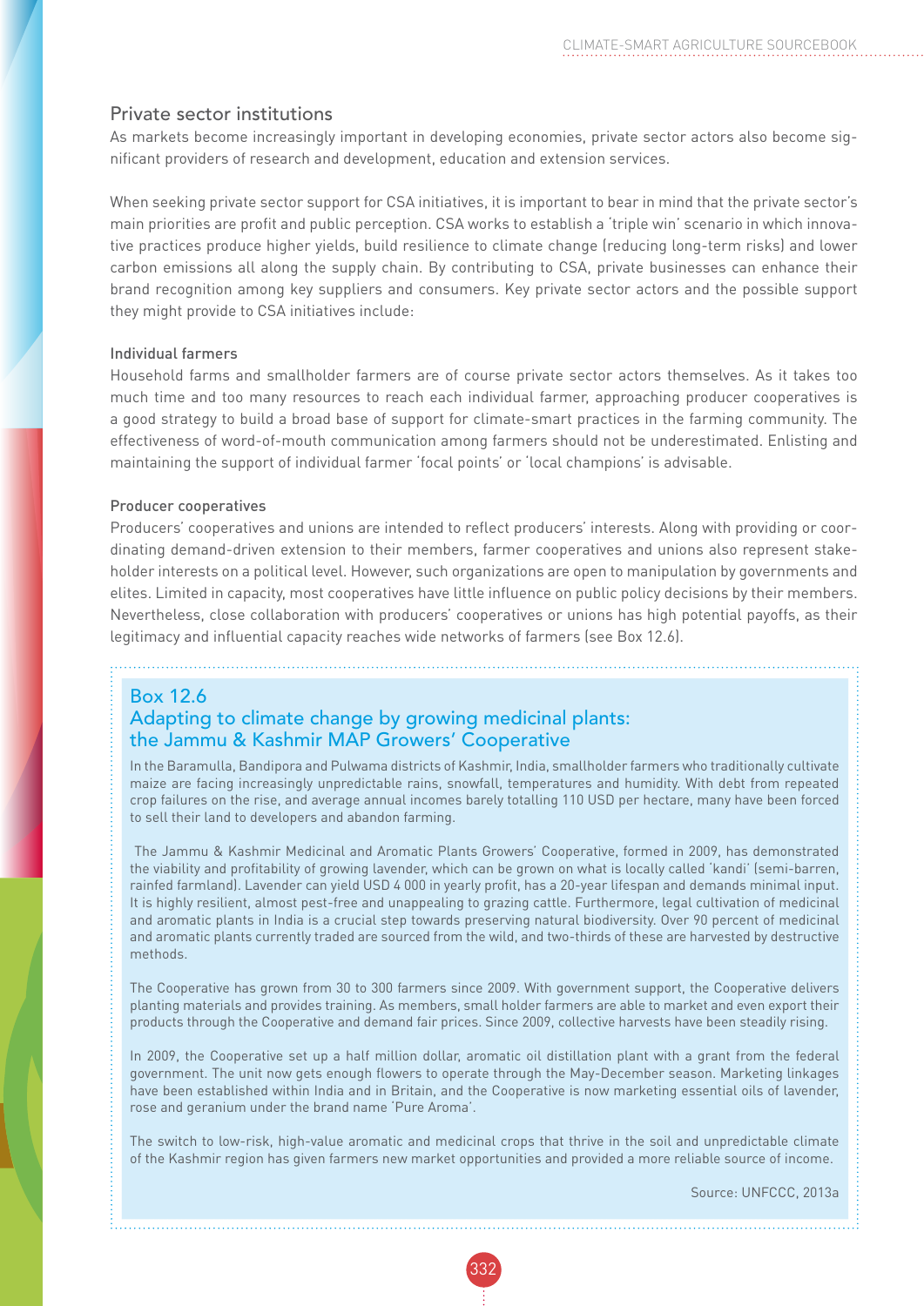## Private sector institutions

As markets become increasingly important in developing economies, private sector actors also become significant providers of research and development, education and extension services.

When seeking private sector support for CSA initiatives, it is important to bear in mind that the private sector's main priorities are profit and public perception. CSA works to establish a 'triple win' scenario in which innovative practices produce higher yields, build resilience to climate change (reducing long-term risks) and lower carbon emissions all along the supply chain. By contributing to CSA, private businesses can enhance their brand recognition among key suppliers and consumers. Key private sector actors and the possible support they might provide to CSA initiatives include:

### Individual farmers

Household farms and smallholder farmers are of course private sector actors themselves. As it takes too much time and too many resources to reach each individual farmer, approaching producer cooperatives is a good strategy to build a broad base of support for climate-smart practices in the farming community. The effectiveness of word-of-mouth communication among farmers should not be underestimated. Enlisting and maintaining the support of individual farmer 'focal points' or 'local champions' is advisable.

### Producer cooperatives

Producers' cooperatives and unions are intended to reflect producers' interests. Along with providing or coordinating demand-driven extension to their members, farmer cooperatives and unions also represent stakeholder interests on a political level. However, such organizations are open to manipulation by governments and elites. Limited in capacity, most cooperatives have little influence on public policy decisions by their members. Nevertheless, close collaboration with producers' cooperatives or unions has high potential payoffs, as their legitimacy and influential capacity reaches wide networks of farmers (see Box 12.6).

### Box 12.6
### Adapting to climate change by growing medicinal plants: the Jammu & Kashmir MAP Growers' Cooperative

In the Baramulla, Bandipora and Pulwama districts of Kashmir, India, smallholder farmers who traditionally cultivate maize are facing increasingly unpredictable rains, snowfall, temperatures and humidity. With debt from repeated crop failures on the rise, and average annual incomes barely totalling 110 USD per hectare, many have been forced to sell their land to developers and abandon farming.

The Jammu & Kashmir Medicinal and Aromatic Plants Growers' Cooperative, formed in 2009, has demonstrated the viability and profitability of growing lavender, which can be grown on what is locally called 'kandi' (semi-barren, rainfed farmland). Lavender can yield USD 4 000 in yearly profit, has a 20-year lifespan and demands minimal input. It is highly resilient, almost pest-free and unappealing to grazing cattle. Furthermore, legal cultivation of medicinal and aromatic plants in India is a crucial step towards preserving natural biodiversity. Over 90 percent of medicinal and aromatic plants currently traded are sourced from the wild, and two-thirds of these are harvested by destructive methods.

The Cooperative has grown from 30 to 300 farmers since 2009. With government support, the Cooperative delivers planting materials and provides training. As members, small holder farmers are able to market and even export their products through the Cooperative and demand fair prices. Since 2009, collective harvests have been steadily rising.

In 2009, the Cooperative set up a half million dollar, aromatic oil distillation plant with a grant from the federal government. The unit now gets enough flowers to operate through the May-December season. Marketing linkages have been established within India and in Britain, and the Cooperative is now marketing essential oils of lavender, rose and geranium under the brand name 'Pure Aroma'.

The switch to low-risk, high-value aromatic and medicinal crops that thrive in the soil and unpredictable climate of the Kashmir region has given farmers new market opportunities and provided a more reliable source of income.

Source: UNFCCC, 2013a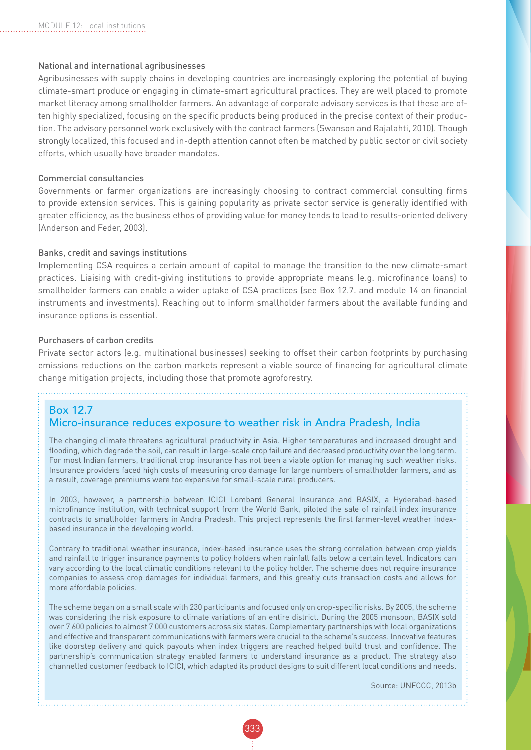### National and international agribusinesses

Agribusinesses with supply chains in developing countries are increasingly exploring the potential of buying climate-smart produce or engaging in climate-smart agricultural practices. They are well placed to promote market literacy among smallholder farmers. An advantage of corporate advisory services is that these are often highly specialized, focusing on the specific products being produced in the precise context of their production. The advisory personnel work exclusively with the contract farmers (Swanson and Rajalahti, 2010). Though strongly localized, this focused and in-depth attention cannot often be matched by public sector or civil society efforts, which usually have broader mandates.

### Commercial consultancies

Governments or farmer organizations are increasingly choosing to contract commercial consulting firms to provide extension services. This is gaining popularity as private sector service is generally identified with greater efficiency, as the business ethos of providing value for money tends to lead to results-oriented delivery (Anderson and Feder, 2003).

### Banks, credit and savings institutions

Implementing CSA requires a certain amount of capital to manage the transition to the new climate-smart practices. Liaising with credit-giving institutions to provide appropriate means (e.g. microfinance loans) to smallholder farmers can enable a wider uptake of CSA practices (see Box 12.7. and module 14 on financial instruments and investments). Reaching out to inform smallholder farmers about the available funding and insurance options is essential.

### Purchasers of carbon credits

Private sector actors (e.g. multinational businesses) seeking to offset their carbon footprints by purchasing emissions reductions on the carbon markets represent a viable source of financing for agricultural climate change mitigation projects, including those that promote agroforestry.

## Box 12.7
## Micro-insurance reduces exposure to weather risk in Andra Pradesh, India

The changing climate threatens agricultural productivity in Asia. Higher temperatures and increased drought and flooding, which degrade the soil, can result in large-scale crop failure and decreased productivity over the long term. For most Indian farmers, traditional crop insurance has not been a viable option for managing such weather risks. Insurance providers faced high costs of measuring crop damage for large numbers of smallholder farmers, and as a result, coverage premiums were too expensive for small-scale rural producers.

In 2003, however, a partnership between ICICI Lombard General Insurance and BASIX, a Hyderabad-based microfinance institution, with technical support from the World Bank, piloted the sale of rainfall index insurance contracts to smallholder farmers in Andra Pradesh. This project represents the first farmer-level weather index-based insurance in the developing world.

Contrary to traditional weather insurance, index-based insurance uses the strong correlation between crop yields and rainfall to trigger insurance payments to policy holders when rainfall falls below a certain level. Indicators can vary according to the local climatic conditions relevant to the policy holder. The scheme does not require insurance companies to assess crop damages for individual farmers, and this greatly cuts transaction costs and allows for more affordable policies.

The scheme began on a small scale with 230 participants and focused only on crop-specific risks. By 2005, the scheme was considering the risk exposure to climate variations of an entire district. During the 2005 monsoon, BASIX sold over 7 600 policies to almost 7 000 customers across six states. Complementary partnerships with local organizations and effective and transparent communications with farmers were crucial to the scheme's success. Innovative features like doorstep delivery and quick payouts when index triggers are reached helped build trust and confidence. The partnership's communication strategy enabled farmers to understand insurance as a product. The strategy also channelled customer feedback to ICICI, which adapted its product designs to suit different local conditions and needs.

Source: UNFCCC, 2013b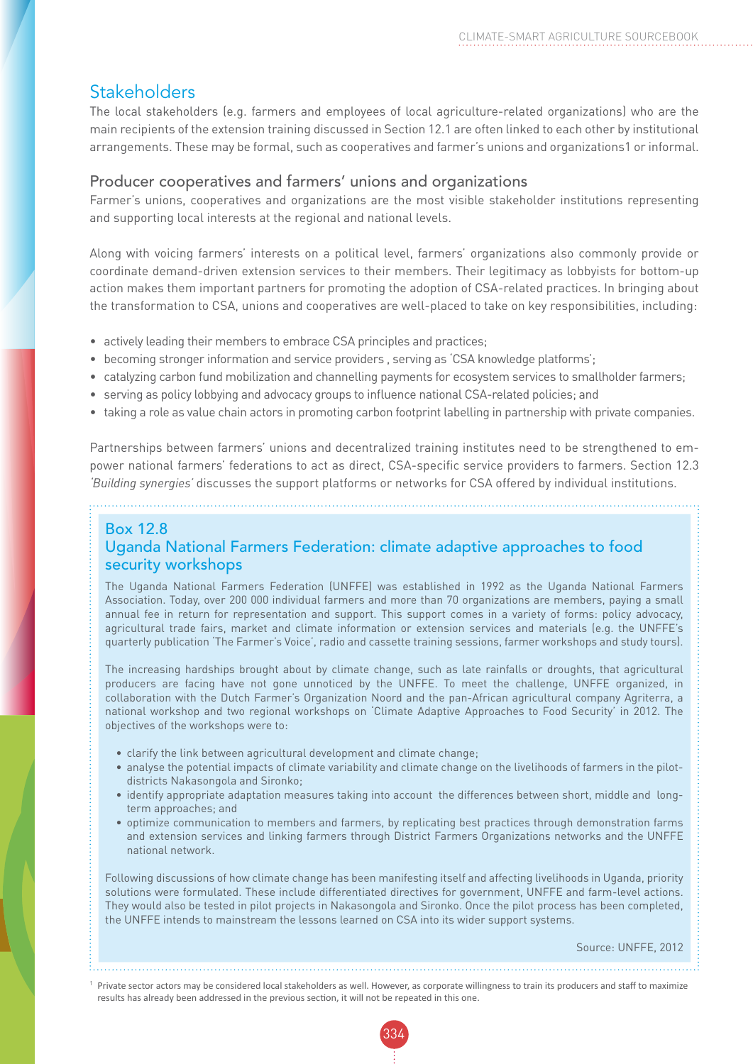## Stakeholders

The local stakeholders (e.g. farmers and employees of local agriculture-related organizations) who are the main recipients of the extension training discussed in Section 12.1 are often linked to each other by institutional arrangements. These may be formal, such as cooperatives and farmer's unions and organizations[1] or informal.

### Producer cooperatives and farmers' unions and organizations

Farmer's unions, cooperatives and organizations are the most visible stakeholder institutions representing and supporting local interests at the regional and national levels.

Along with voicing farmers' interests on a political level, farmers' organizations also commonly provide or coordinate demand-driven extension services to their members. Their legitimacy as lobbyists for bottom-up action makes them important partners for promoting the adoption of CSA-related practices. In bringing about the transformation to CSA, unions and cooperatives are well-placed to take on key responsibilities, including:

- actively leading their members to embrace CSA principles and practices;
- becoming stronger information and service providers , serving as 'CSA knowledge platforms';
- catalyzing carbon fund mobilization and channelling payments for ecosystem services to smallholder farmers;
- serving as policy lobbying and advocacy groups to influence national CSA-related policies; and
- taking a role as value chain actors in promoting carbon footprint labelling in partnership with private companies.

Partnerships between farmers' unions and decentralized training institutes need to be strengthened to empower national farmers' federations to act as direct, CSA-specific service providers to farmers. Section 12.3 *'Building synergies'* discusses the support platforms or networks for CSA offered by individual institutions.

### Box 12.8
### Uganda National Farmers Federation: climate adaptive approaches to food security workshops

The Uganda National Farmers Federation (UNFFE) was established in 1992 as the Uganda National Farmers Association. Today, over 200 000 individual farmers and more than 70 organizations are members, paying a small annual fee in return for representation and support. This support comes in a variety of forms: policy advocacy, agricultural trade fairs, market and climate information or extension services and materials (e.g. the UNFFE's quarterly publication 'The Farmer's Voice', radio and cassette training sessions, farmer workshops and study tours).

The increasing hardships brought about by climate change, such as late rainfalls or droughts, that agricultural producers are facing have not gone unnoticed by the UNFFE. To meet the challenge, UNFFE organized, in collaboration with the Dutch Farmer's Organization Noord and the pan-African agricultural company Agriterra, a national workshop and two regional workshops on 'Climate Adaptive Approaches to Food Security' in 2012. The objectives of the workshops were to:

- clarify the link between agricultural development and climate change;
- analyse the potential impacts of climate variability and climate change on the livelihoods of farmers in the pilot-districts Nakasongola and Sironko;
- identify appropriate adaptation measures taking into account the differences between short, middle and long-term approaches; and
- optimize communication to members and farmers, by replicating best practices through demonstration farms and extension services and linking farmers through District Farmers Organizations networks and the UNFFE national network.

Following discussions of how climate change has been manifesting itself and affecting livelihoods in Uganda, priority solutions were formulated. These include differentiated directives for government, UNFFE and farm-level actions. They would also be tested in pilot projects in Nakasongola and Sironko. Once the pilot process has been completed, the UNFFE intends to mainstream the lessons learned on CSA into its wider support systems.

Source: UNFFE, 2012

[1] Private sector actors may be considered local stakeholders as well. However, as corporate willingness to train its producers and staff to maximize results has already been addressed in the previous section, it will not be repeated in this one.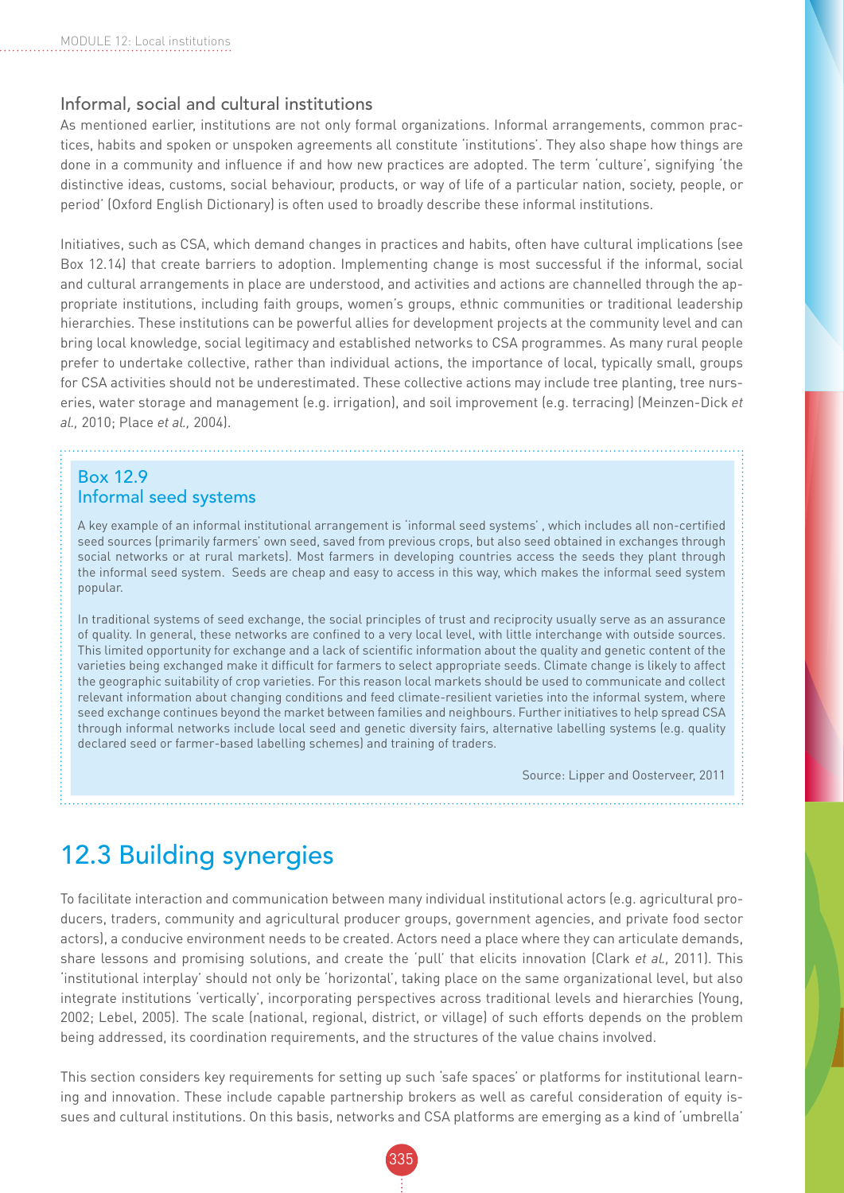### Informal, social and cultural institutions

As mentioned earlier, institutions are not only formal organizations. Informal arrangements, common practices, habits and spoken or unspoken agreements all constitute 'institutions'. They also shape how things are done in a community and influence if and how new practices are adopted. The term 'culture', signifying 'the distinctive ideas, customs, social behaviour, products, or way of life of a particular nation, society, people, or period' (Oxford English Dictionary) is often used to broadly describe these informal institutions.

Initiatives, such as CSA, which demand changes in practices and habits, often have cultural implications (see Box 12.14) that create barriers to adoption. Implementing change is most successful if the informal, social and cultural arrangements in place are understood, and activities and actions are channelled through the appropriate institutions, including faith groups, women's groups, ethnic communities or traditional leadership hierarchies. These institutions can be powerful allies for development projects at the community level and can bring local knowledge, social legitimacy and established networks to CSA programmes. As many rural people prefer to undertake collective, rather than individual actions, the importance of local, typically small, groups for CSA activities should not be underestimated. These collective actions may include tree planting, tree nurseries, water storage and management (e.g. irrigation), and soil improvement (e.g. terracing) (Meinzen-Dick *et al.,* 2010; Place *et al.,* 2004).

> **Box 12.9**
> **Informal seed systems**
>
> A key example of an informal institutional arrangement is 'informal seed systems' , which includes all non-certified seed sources (primarily farmers' own seed, saved from previous crops, but also seed obtained in exchanges through social networks or at rural markets). Most farmers in developing countries access the seeds they plant through the informal seed system. Seeds are cheap and easy to access in this way, which makes the informal seed system popular.
>
> In traditional systems of seed exchange, the social principles of trust and reciprocity usually serve as an assurance of quality. In general, these networks are confined to a very local level, with little interchange with outside sources. This limited opportunity for exchange and a lack of scientific information about the quality and genetic content of the varieties being exchanged make it difficult for farmers to select appropriate seeds. Climate change is likely to affect the geographic suitability of crop varieties. For this reason local markets should be used to communicate and collect relevant information about changing conditions and feed climate-resilient varieties into the informal system, where seed exchange continues beyond the market between families and neighbours. Further initiatives to help spread CSA through informal networks include local seed and genetic diversity fairs, alternative labelling systems (e.g. quality declared seed or farmer-based labelling schemes) and training of traders.
>
> Source: Lipper and Oosterveer, 2011

## 12.3 Building synergies

To facilitate interaction and communication between many individual institutional actors (e.g. agricultural producers, traders, community and agricultural producer groups, government agencies, and private food sector actors), a conducive environment needs to be created. Actors need a place where they can articulate demands, share lessons and promising solutions, and create the 'pull' that elicits innovation (Clark *et al.,* 2011). This 'institutional interplay' should not only be 'horizontal', taking place on the same organizational level, but also integrate institutions 'vertically', incorporating perspectives across traditional levels and hierarchies (Young, 2002; Lebel, 2005). The scale (national, regional, district, or village) of such efforts depends on the problem being addressed, its coordination requirements, and the structures of the value chains involved.

This section considers key requirements for setting up such 'safe spaces' or platforms for institutional learning and innovation. These include capable partnership brokers as well as careful consideration of equity issues and cultural institutions. On this basis, networks and CSA platforms are emerging as a kind of 'umbrella'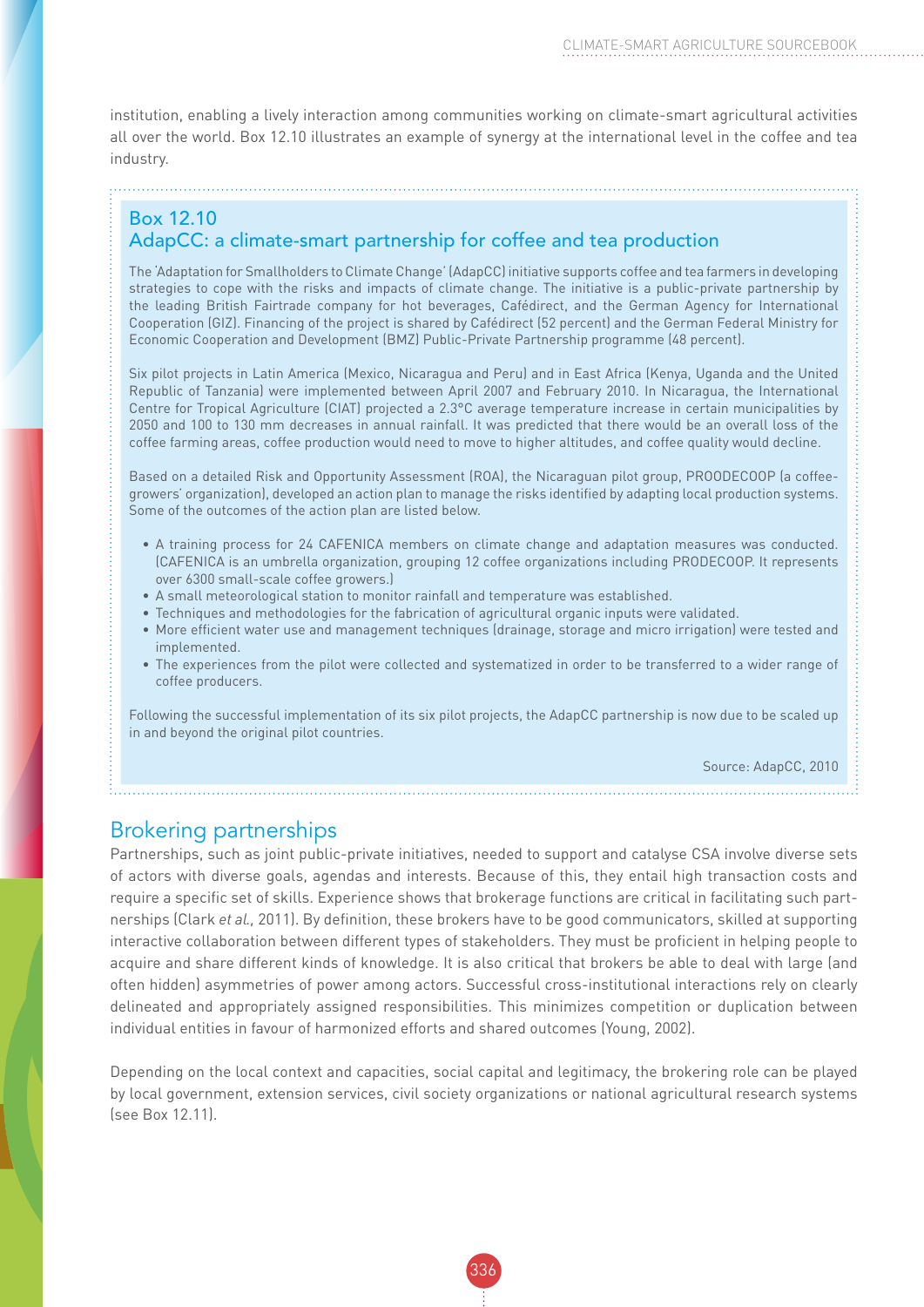institution, enabling a lively interaction among communities working on climate-smart agricultural activities all over the world. Box 12.10 illustrates an example of synergy at the international level in the coffee and tea industry.

### Box 12.10
### AdapCC: a climate-smart partnership for coffee and tea production

The 'Adaptation for Smallholders to Climate Change' (AdapCC) initiative supports coffee and tea farmers in developing strategies to cope with the risks and impacts of climate change. The initiative is a public-private partnership by the leading British Fairtrade company for hot beverages, Cafédirect, and the German Agency for International Cooperation (GIZ). Financing of the project is shared by Cafédirect (52 percent) and the German Federal Ministry for Economic Cooperation and Development (BMZ) Public-Private Partnership programme (48 percent).

Six pilot projects in Latin America (Mexico, Nicaragua and Peru) and in East Africa (Kenya, Uganda and the United Republic of Tanzania) were implemented between April 2007 and February 2010. In Nicaragua, the International Centre for Tropical Agriculture (CIAT) projected a 2.3°C average temperature increase in certain municipalities by 2050 and 100 to 130 mm decreases in annual rainfall. It was predicted that there would be an overall loss of the coffee farming areas, coffee production would need to move to higher altitudes, and coffee quality would decline.

Based on a detailed Risk and Opportunity Assessment (ROA), the Nicaraguan pilot group, PROODECOOP (a coffee-growers' organization), developed an action plan to manage the risks identified by adapting local production systems. Some of the outcomes of the action plan are listed below.

- A training process for 24 CAFENICA members on climate change and adaptation measures was conducted. (CAFENICA is an umbrella organization, grouping 12 coffee organizations including PRODECOOP. It represents over 6300 small-scale coffee growers.)
- A small meteorological station to monitor rainfall and temperature was established.
- Techniques and methodologies for the fabrication of agricultural organic inputs were validated.
- More efficient water use and management techniques (drainage, storage and micro irrigation) were tested and implemented.
- The experiences from the pilot were collected and systematized in order to be transferred to a wider range of coffee producers.

Following the successful implementation of its six pilot projects, the AdapCC partnership is now due to be scaled up in and beyond the original pilot countries.

Source: AdapCC, 2010

## Brokering partnerships

Partnerships, such as joint public-private initiatives, needed to support and catalyse CSA involve diverse sets of actors with diverse goals, agendas and interests. Because of this, they entail high transaction costs and require a specific set of skills. Experience shows that brokerage functions are critical in facilitating such partnerships (Clark *et al.*, 2011). By definition, these brokers have to be good communicators, skilled at supporting interactive collaboration between different types of stakeholders. They must be proficient in helping people to acquire and share different kinds of knowledge. It is also critical that brokers be able to deal with large (and often hidden) asymmetries of power among actors. Successful cross-institutional interactions rely on clearly delineated and appropriately assigned responsibilities. This minimizes competition or duplication between individual entities in favour of harmonized efforts and shared outcomes (Young, 2002).

Depending on the local context and capacities, social capital and legitimacy, the brokering role can be played by local government, extension services, civil society organizations or national agricultural research systems (see Box 12.11).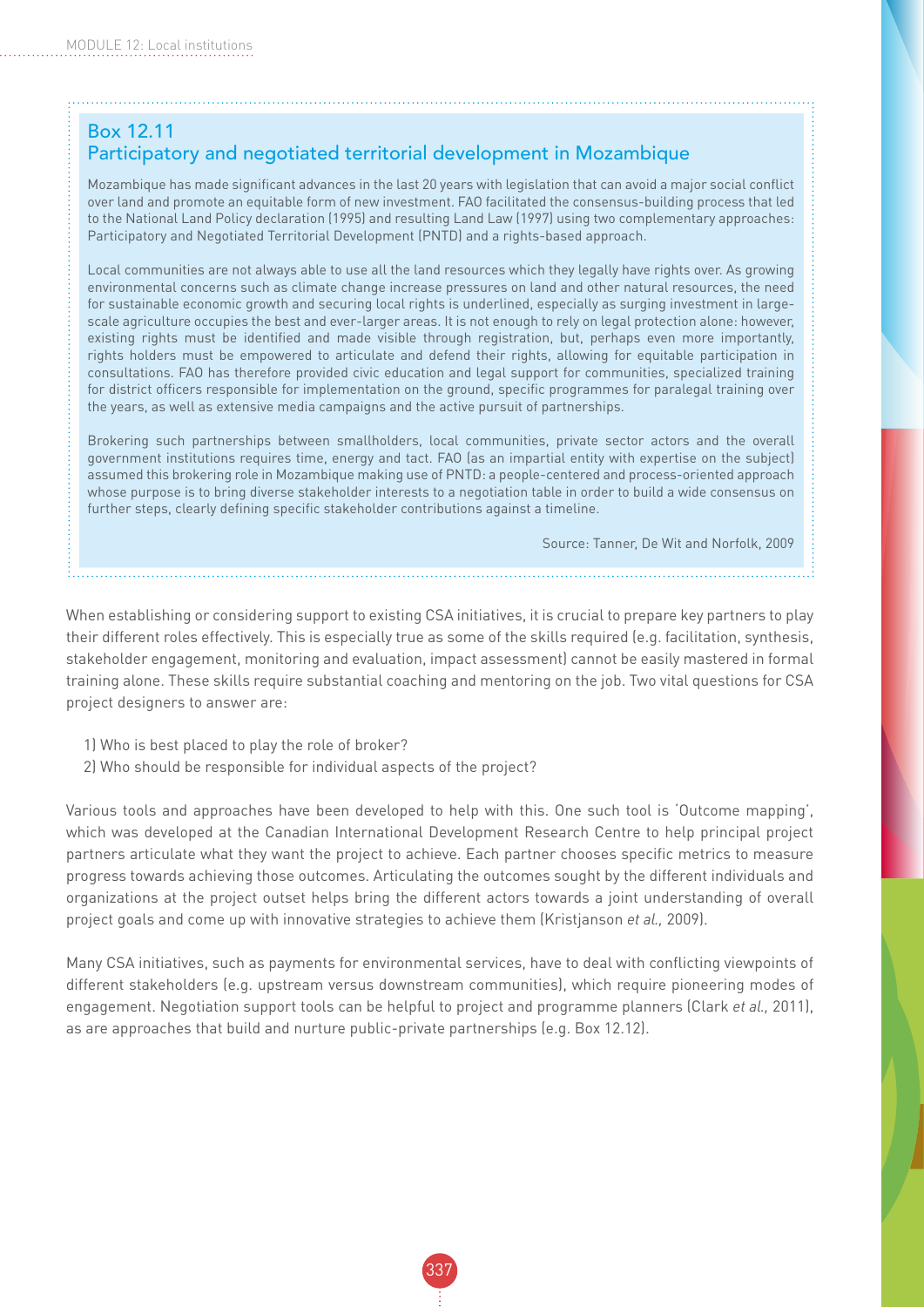### Box 12.11
### Participatory and negotiated territorial development in Mozambique

Mozambique has made significant advances in the last 20 years with legislation that can avoid a major social conflict over land and promote an equitable form of new investment. FAO facilitated the consensus-building process that led to the National Land Policy declaration (1995) and resulting Land Law (1997) using two complementary approaches: Participatory and Negotiated Territorial Development (PNTD) and a rights-based approach.

Local communities are not always able to use all the land resources which they legally have rights over. As growing environmental concerns such as climate change increase pressures on land and other natural resources, the need for sustainable economic growth and securing local rights is underlined, especially as surging investment in large-scale agriculture occupies the best and ever-larger areas. It is not enough to rely on legal protection alone: however, existing rights must be identified and made visible through registration, but, perhaps even more importantly, rights holders must be empowered to articulate and defend their rights, allowing for equitable participation in consultations. FAO has therefore provided civic education and legal support for communities, specialized training for district officers responsible for implementation on the ground, specific programmes for paralegal training over the years, as well as extensive media campaigns and the active pursuit of partnerships.

Brokering such partnerships between smallholders, local communities, private sector actors and the overall government institutions requires time, energy and tact. FAO (as an impartial entity with expertise on the subject) assumed this brokering role in Mozambique making use of PNTD: a people-centered and process-oriented approach whose purpose is to bring diverse stakeholder interests to a negotiation table in order to build a wide consensus on further steps, clearly defining specific stakeholder contributions against a timeline.

Source: Tanner, De Wit and Norfolk, 2009

When establishing or considering support to existing CSA initiatives, it is crucial to prepare key partners to play their different roles effectively. This is especially true as some of the skills required (e.g. facilitation, synthesis, stakeholder engagement, monitoring and evaluation, impact assessment) cannot be easily mastered in formal training alone. These skills require substantial coaching and mentoring on the job. Two vital questions for CSA project designers to answer are:

1) Who is best placed to play the role of broker?
2) Who should be responsible for individual aspects of the project?

Various tools and approaches have been developed to help with this. One such tool is 'Outcome mapping', which was developed at the Canadian International Development Research Centre to help principal project partners articulate what they want the project to achieve. Each partner chooses specific metrics to measure progress towards achieving those outcomes. Articulating the outcomes sought by the different individuals and organizations at the project outset helps bring the different actors towards a joint understanding of overall project goals and come up with innovative strategies to achieve them (Kristjanson *et al.,* 2009).

Many CSA initiatives, such as payments for environmental services, have to deal with conflicting viewpoints of different stakeholders (e.g. upstream versus downstream communities), which require pioneering modes of engagement. Negotiation support tools can be helpful to project and programme planners (Clark *et al.,* 2011), as are approaches that build and nurture public-private partnerships (e.g. Box 12.12).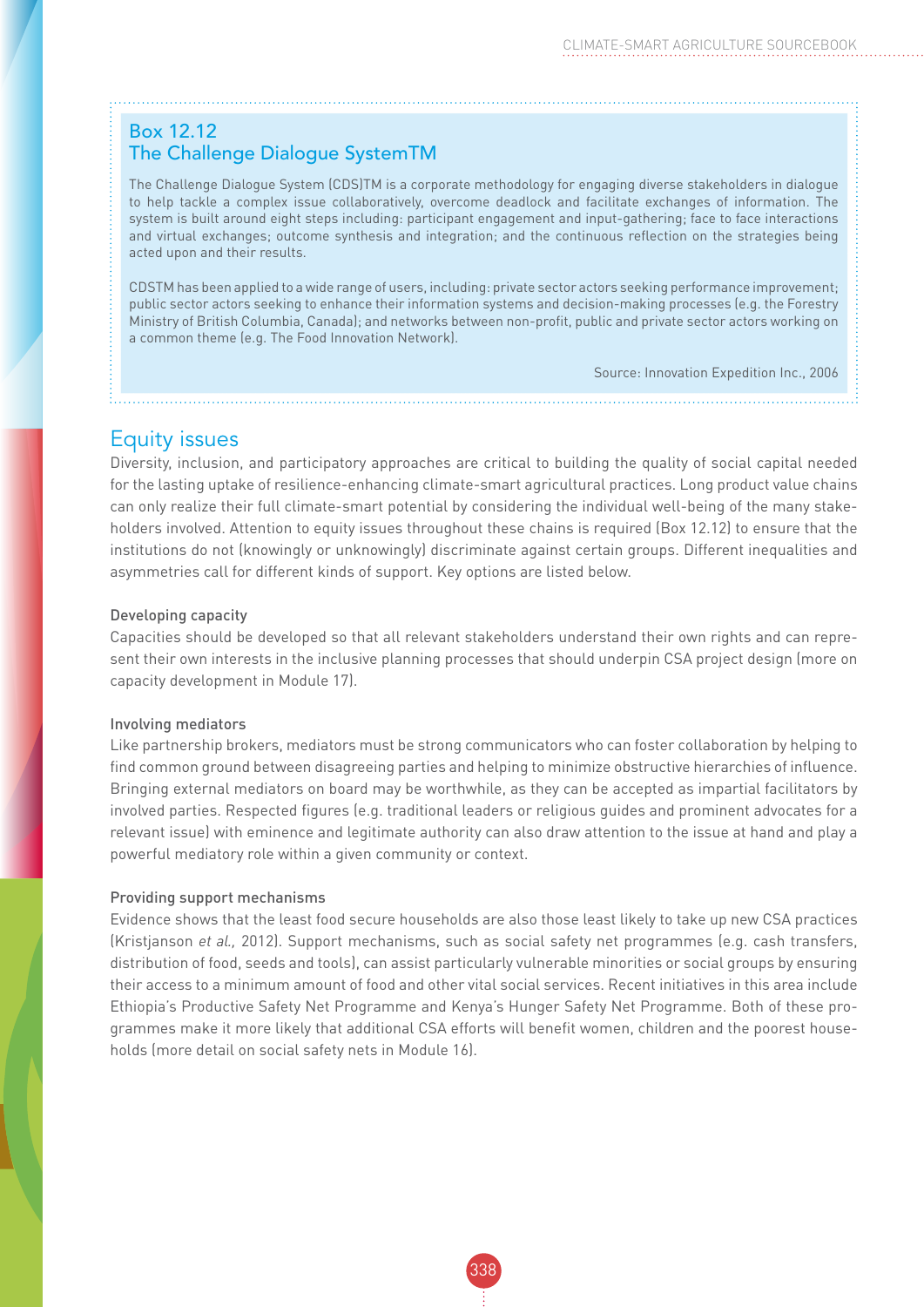**Box 12.12**
**The Challenge Dialogue SystemTM**

The Challenge Dialogue System (CDS)TM is a corporate methodology for engaging diverse stakeholders in dialogue to help tackle a complex issue collaboratively, overcome deadlock and facilitate exchanges of information. The system is built around eight steps including: participant engagement and input-gathering; face to face interactions and virtual exchanges; outcome synthesis and integration; and the continuous reflection on the strategies being acted upon and their results.

CDSTM has been applied to a wide range of users, including: private sector actors seeking performance improvement; public sector actors seeking to enhance their information systems and decision-making processes (e.g. the Forestry Ministry of British Columbia, Canada); and networks between non-profit, public and private sector actors working on a common theme (e.g. The Food Innovation Network).

Source: Innovation Expedition Inc., 2006

## Equity issues

Diversity, inclusion, and participatory approaches are critical to building the quality of social capital needed for the lasting uptake of resilience-enhancing climate-smart agricultural practices. Long product value chains can only realize their full climate-smart potential by considering the individual well-being of the many stakeholders involved. Attention to equity issues throughout these chains is required (Box 12.12) to ensure that the institutions do not (knowingly or unknowingly) discriminate against certain groups. Different inequalities and asymmetries call for different kinds of support. Key options are listed below.

### Developing capacity

Capacities should be developed so that all relevant stakeholders understand their own rights and can represent their own interests in the inclusive planning processes that should underpin CSA project design (more on capacity development in Module 17).

### Involving mediators

Like partnership brokers, mediators must be strong communicators who can foster collaboration by helping to find common ground between disagreeing parties and helping to minimize obstructive hierarchies of influence. Bringing external mediators on board may be worthwhile, as they can be accepted as impartial facilitators by involved parties. Respected figures (e.g. traditional leaders or religious guides and prominent advocates for a relevant issue) with eminence and legitimate authority can also draw attention to the issue at hand and play a powerful mediatory role within a given community or context.

### Providing support mechanisms

Evidence shows that the least food secure households are also those least likely to take up new CSA practices (Kristjanson *et al.,* 2012). Support mechanisms, such as social safety net programmes (e.g. cash transfers, distribution of food, seeds and tools), can assist particularly vulnerable minorities or social groups by ensuring their access to a minimum amount of food and other vital social services. Recent initiatives in this area include Ethiopia's Productive Safety Net Programme and Kenya's Hunger Safety Net Programme. Both of these programmes make it more likely that additional CSA efforts will benefit women, children and the poorest households (more detail on social safety nets in Module 16).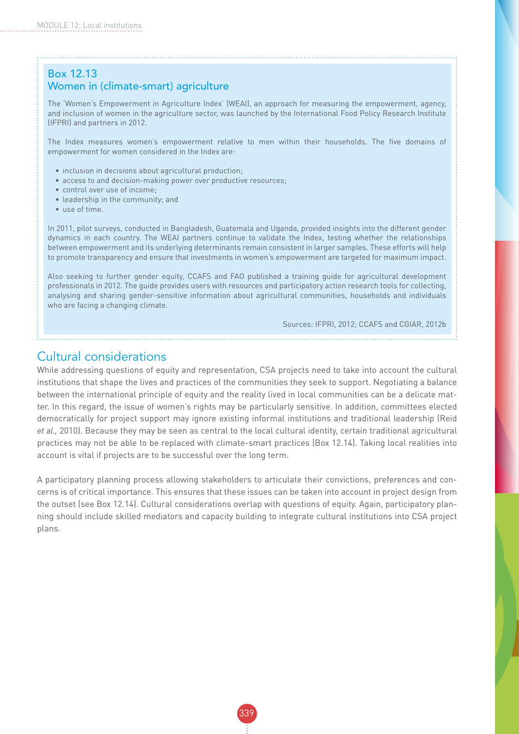### Box 12.13
### Women in (climate-smart) agriculture

The 'Women's Empowerment in Agriculture Index' (WEAI), an approach for measuring the empowerment, agency, and inclusion of women in the agriculture sector, was launched by the International Food Policy Research Institute (IFPRI) and partners in 2012.

The Index measures women's empowerment relative to men within their households. The five domains of empowerment for women considered in the Index are:

- inclusion in decisions about agricultural production;
- access to and decision-making power over productive resources;
- control over use of income;
- leadership in the community; and
- use of time.

In 2011, pilot surveys, conducted in Bangladesh, Guatemala and Uganda, provided insights into the different gender dynamics in each country. The WEAI partners continue to validate the Index, testing whether the relationships between empowerment and its underlying determinants remain consistent in larger samples. These efforts will help to promote transparency and ensure that investments in women's empowerment are targeted for maximum impact.

Also seeking to further gender equity, CCAFS and FAO published a training guide for agricultural development professionals in 2012. The guide provides users with resources and participatory action research tools for collecting, analysing and sharing gender-sensitive information about agricultural communities, households and individuals who are facing a changing climate.

Sources: IFPRI, 2012; CCAFS and CGIAR, 2012b

## Cultural considerations

While addressing questions of equity and representation, CSA projects need to take into account the cultural institutions that shape the lives and practices of the communities they seek to support. Negotiating a balance between the international principle of equity and the reality lived in local communities can be a delicate matter. In this regard, the issue of women's rights may be particularly sensitive. In addition, committees elected democratically for project support may ignore existing informal institutions and traditional leadership (Reid *et al.,* 2010). Because they may be seen as central to the local cultural identity, certain traditional agricultural practices may not be able to be replaced with climate-smart practices (Box 12.14). Taking local realities into account is vital if projects are to be successful over the long term.

A participatory planning process allowing stakeholders to articulate their convictions, preferences and concerns is of critical importance. This ensures that these issues can be taken into account in project design from the outset (see Box 12.14). Cultural considerations overlap with questions of equity. Again, participatory planning should include skilled mediators and capacity building to integrate cultural institutions into CSA project plans.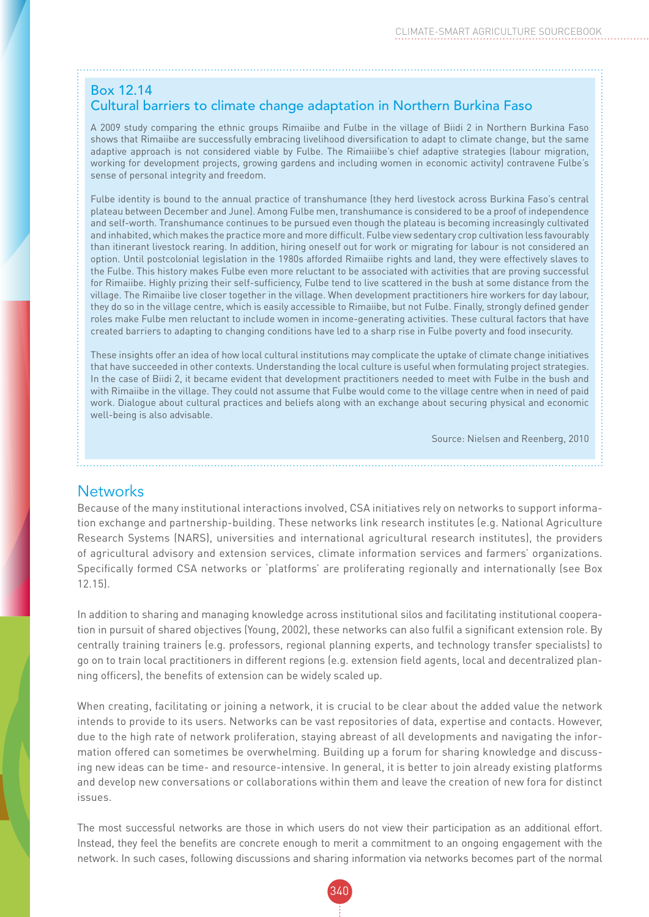### Box 12.14
### Cultural barriers to climate change adaptation in Northern Burkina Faso

A 2009 study comparing the ethnic groups Rimaiibe and Fulbe in the village of Biidi 2 in Northern Burkina Faso shows that Rimaiibe are successfully embracing livelihood diversification to adapt to climate change, but the same adaptive approach is not considered viable by Fulbe. The Rimaiiibe's chief adaptive strategies (labour migration, working for development projects, growing gardens and including women in economic activity) contravene Fulbe's sense of personal integrity and freedom.

Fulbe identity is bound to the annual practice of transhumance (they herd livestock across Burkina Faso's central plateau between December and June). Among Fulbe men, transhumance is considered to be a proof of independence and self-worth. Transhumance continues to be pursued even though the plateau is becoming increasingly cultivated and inhabited, which makes the practice more and more difficult. Fulbe view sedentary crop cultivation less favourably than itinerant livestock rearing. In addition, hiring oneself out for work or migrating for labour is not considered an option. Until postcolonial legislation in the 1980s afforded Rimaiibe rights and land, they were effectively slaves to the Fulbe. This history makes Fulbe even more reluctant to be associated with activities that are proving successful for Rimaiibe. Highly prizing their self-sufficiency, Fulbe tend to live scattered in the bush at some distance from the village. The Rimaiibe live closer together in the village. When development practitioners hire workers for day labour, they do so in the village centre, which is easily accessible to Rimaiibe, but not Fulbe. Finally, strongly defined gender roles make Fulbe men reluctant to include women in income-generating activities. These cultural factors that have created barriers to adapting to changing conditions have led to a sharp rise in Fulbe poverty and food insecurity.

These insights offer an idea of how local cultural institutions may complicate the uptake of climate change initiatives that have succeeded in other contexts. Understanding the local culture is useful when formulating project strategies. In the case of Biidi 2, it became evident that development practitioners needed to meet with Fulbe in the bush and with Rimaiibe in the village. They could not assume that Fulbe would come to the village centre when in need of paid work. Dialogue about cultural practices and beliefs along with an exchange about securing physical and economic well-being is also advisable.

Source: Nielsen and Reenberg, 2010

## Networks

Because of the many institutional interactions involved, CSA initiatives rely on networks to support information exchange and partnership-building. These networks link research institutes (e.g. National Agriculture Research Systems (NARS), universities and international agricultural research institutes), the providers of agricultural advisory and extension services, climate information services and farmers' organizations. Specifically formed CSA networks or 'platforms' are proliferating regionally and internationally (see Box 12.15).

In addition to sharing and managing knowledge across institutional silos and facilitating institutional cooperation in pursuit of shared objectives (Young, 2002), these networks can also fulfil a significant extension role. By centrally training trainers (e.g. professors, regional planning experts, and technology transfer specialists) to go on to train local practitioners in different regions (e.g. extension field agents, local and decentralized planning officers), the benefits of extension can be widely scaled up.

When creating, facilitating or joining a network, it is crucial to be clear about the added value the network intends to provide to its users. Networks can be vast repositories of data, expertise and contacts. However, due to the high rate of network proliferation, staying abreast of all developments and navigating the information offered can sometimes be overwhelming. Building up a forum for sharing knowledge and discussing new ideas can be time- and resource-intensive. In general, it is better to join already existing platforms and develop new conversations or collaborations within them and leave the creation of new fora for distinct issues.

The most successful networks are those in which users do not view their participation as an additional effort. Instead, they feel the benefits are concrete enough to merit a commitment to an ongoing engagement with the network. In such cases, following discussions and sharing information via networks becomes part of the normal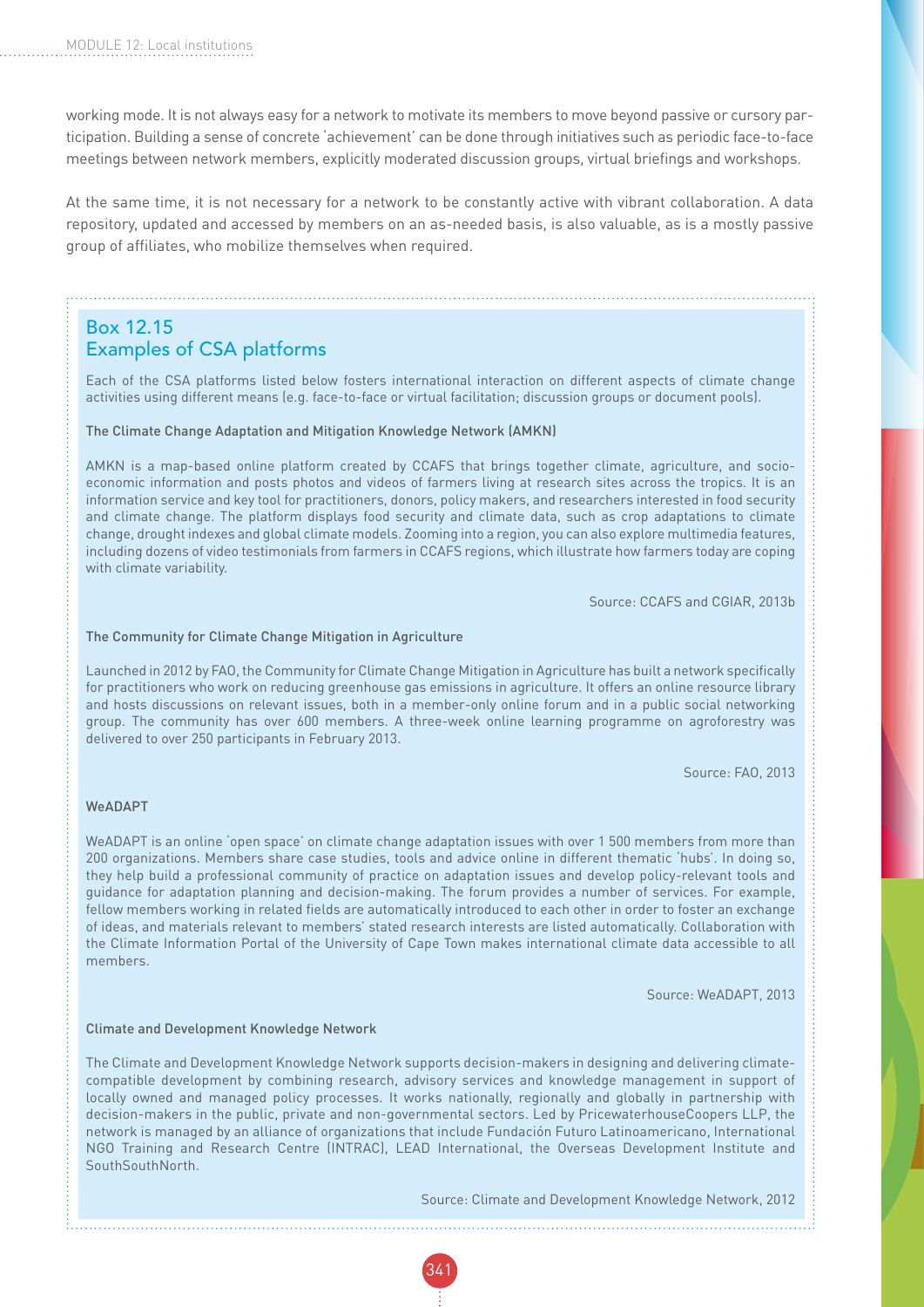working mode. It is not always easy for a network to motivate its members to move beyond passive or cursory participation. Building a sense of concrete 'achievement' can be done through initiatives such as periodic face-to-face meetings between network members, explicitly moderated discussion groups, virtual briefings and workshops.

At the same time, it is not necessary for a network to be constantly active with vibrant collaboration. A data repository, updated and accessed by members on an as-needed basis, is also valuable, as is a mostly passive group of affiliates, who mobilize themselves when required.

## Box 12.15
## Examples of CSA platforms

Each of the CSA platforms listed below fosters international interaction on different aspects of climate change activities using different means (e.g. face-to-face or virtual facilitation; discussion groups or document pools).

**The Climate Change Adaptation and Mitigation Knowledge Network (AMKN)**

AMKN is a map-based online platform created by CCAFS that brings together climate, agriculture, and socio-economic information and posts photos and videos of farmers living at research sites across the tropics. It is an information service and key tool for practitioners, donors, policy makers, and researchers interested in food security and climate change. The platform displays food security and climate data, such as crop adaptations to climate change, drought indexes and global climate models. Zooming into a region, you can also explore multimedia features, including dozens of video testimonials from farmers in CCAFS regions, which illustrate how farmers today are coping with climate variability.

Source: CCAFS and CGIAR, 2013b

**The Community for Climate Change Mitigation in Agriculture**

Launched in 2012 by FAO, the Community for Climate Change Mitigation in Agriculture has built a network specifically for practitioners who work on reducing greenhouse gas emissions in agriculture. It offers an online resource library and hosts discussions on relevant issues, both in a member-only online forum and in a public social networking group. The community has over 600 members. A three-week online learning programme on agroforestry was delivered to over 250 participants in February 2013.

Source: FAO, 2013

**WeADAPT**

WeADAPT is an online 'open space' on climate change adaptation issues with over 1 500 members from more than 200 organizations. Members share case studies, tools and advice online in different thematic 'hubs'. In doing so, they help build a professional community of practice on adaptation issues and develop policy-relevant tools and guidance for adaptation planning and decision-making. The forum provides a number of services. For example, fellow members working in related fields are automatically introduced to each other in order to foster an exchange of ideas, and materials relevant to members' stated research interests are listed automatically. Collaboration with the Climate Information Portal of the University of Cape Town makes international climate data accessible to all members.

Source: WeADAPT, 2013

**Climate and Development Knowledge Network**

The Climate and Development Knowledge Network supports decision-makers in designing and delivering climate-compatible development by combining research, advisory services and knowledge management in support of locally owned and managed policy processes. It works nationally, regionally and globally in partnership with decision-makers in the public, private and non-governmental sectors. Led by PricewaterhouseCoopers LLP, the network is managed by an alliance of organizations that include Fundación Futuro Latinoamericano, International NGO Training and Research Centre (INTRAC), LEAD International, the Overseas Development Institute and SouthSouthNorth.

Source: Climate and Development Knowledge Network, 2012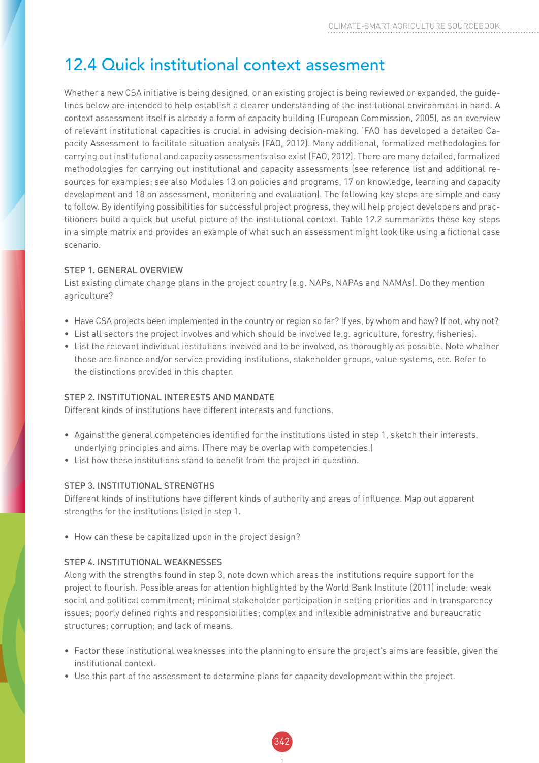## 12.4 Quick institutional context assesment

Whether a new CSA initiative is being designed, or an existing project is being reviewed or expanded, the guidelines below are intended to help establish a clearer understanding of the institutional environment in hand. A context assessment itself is already a form of capacity building (European Commission, 2005), as an overview of relevant institutional capacities is crucial in advising decision-making. 'FAO has developed a detailed Capacity Assessment to facilitate situation analysis (FAO, 2012). Many additional, formalized methodologies for carrying out institutional and capacity assessments also exist (FAO, 2012). There are many detailed, formalized methodologies for carrying out institutional and capacity assessments (see reference list and additional resources for examples; see also Modules 13 on policies and programs, 17 on knowledge, learning and capacity development and 18 on assessment, monitoring and evaluation). The following key steps are simple and easy to follow. By identifying possibilities for successful project progress, they will help project developers and practitioners build a quick but useful picture of the institutional context. Table 12.2 summarizes these key steps in a simple matrix and provides an example of what such an assessment might look like using a fictional case scenario.

### STEP 1. GENERAL OVERVIEW

List existing climate change plans in the project country (e.g. NAPs, NAPAs and NAMAs). Do they mention agriculture?

- Have CSA projects been implemented in the country or region so far? If yes, by whom and how? If not, why not?
- List all sectors the project involves and which should be involved (e.g. agriculture, forestry, fisheries).
- List the relevant individual institutions involved and to be involved, as thoroughly as possible. Note whether these are finance and/or service providing institutions, stakeholder groups, value systems, etc. Refer to the distinctions provided in this chapter.

### STEP 2. INSTITUTIONAL INTERESTS AND MANDATE

Different kinds of institutions have different interests and functions.

- Against the general competencies identified for the institutions listed in step 1, sketch their interests, underlying principles and aims. (There may be overlap with competencies.)
- List how these institutions stand to benefit from the project in question.

### STEP 3. INSTITUTIONAL STRENGTHS

Different kinds of institutions have different kinds of authority and areas of influence. Map out apparent strengths for the institutions listed in step 1.

- How can these be capitalized upon in the project design?

### STEP 4. INSTITUTIONAL WEAKNESSES

Along with the strengths found in step 3, note down which areas the institutions require support for the project to flourish. Possible areas for attention highlighted by the World Bank Institute (2011) include: weak social and political commitment; minimal stakeholder participation in setting priorities and in transparency issues; poorly defined rights and responsibilities; complex and inflexible administrative and bureaucratic structures; corruption; and lack of means.

- Factor these institutional weaknesses into the planning to ensure the project's aims are feasible, given the institutional context.
- Use this part of the assessment to determine plans for capacity development within the project.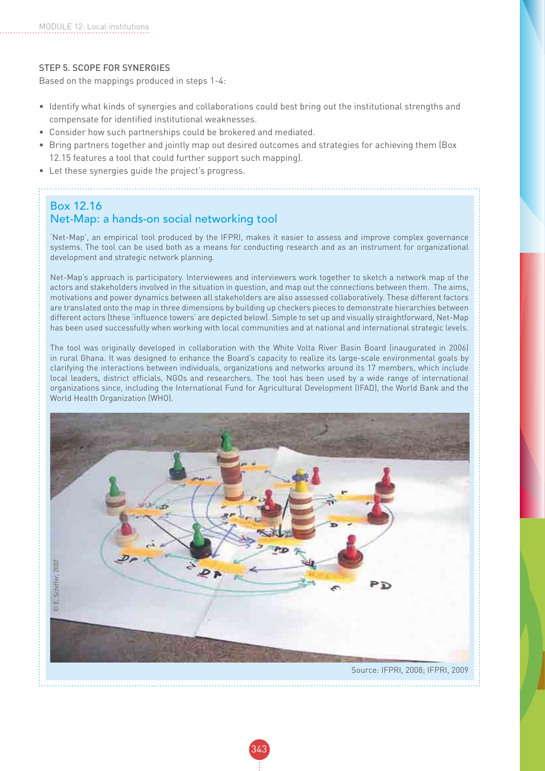### STEP 5. SCOPE FOR SYNERGIES

Based on the mappings produced in steps 1-4:

- Identify what kinds of synergies and collaborations could best bring out the institutional strengths and compensate for identified institutional weaknesses.
- Consider how such partnerships could be brokered and mediated.
- Bring partners together and jointly map out desired outcomes and strategies for achieving them (Box 12.15 features a tool that could further support such mapping).
- Let these synergies guide the project's progress.

## Box 12.16
## Net-Map: a hands-on social networking tool

'Net-Map', an empirical tool produced by the IFPRI, makes it easier to assess and improve complex governance systems. The tool can be used both as a means for conducting research and as an instrument for organizational development and strategic network planning.

Net-Map's approach is participatory. Interviewees and interviewers work together to sketch a network map of the actors and stakeholders involved in the situation in question, and map out the connections between them. The aims, motivations and power dynamics between all stakeholders are also assessed collaboratively. These different factors are translated onto the map in three dimensions by building up checkers pieces to demonstrate hierarchies between different actors (these 'influence towers' are depicted below). Simple to set up and visually straightforward, Net-Map has been used successfully when working with local communities and at national and international strategic levels.

The tool was originally developed in collaboration with the White Volta River Basin Board (inaugurated in 2006) in rural Ghana. It was designed to enhance the Board's capacity to realize its large-scale environmental goals by clarifying the interactions between individuals, organizations and networks around its 17 members, which include local leaders, district officials, NGOs and researchers. The tool has been used by a wide range of international organizations since, including the International Fund for Agricultural Development (IFAD), the World Bank and the World Health Organization (WHO).

© E. Schiffer, 2007

Source: IFPRI, 2008; IFPRI, 2009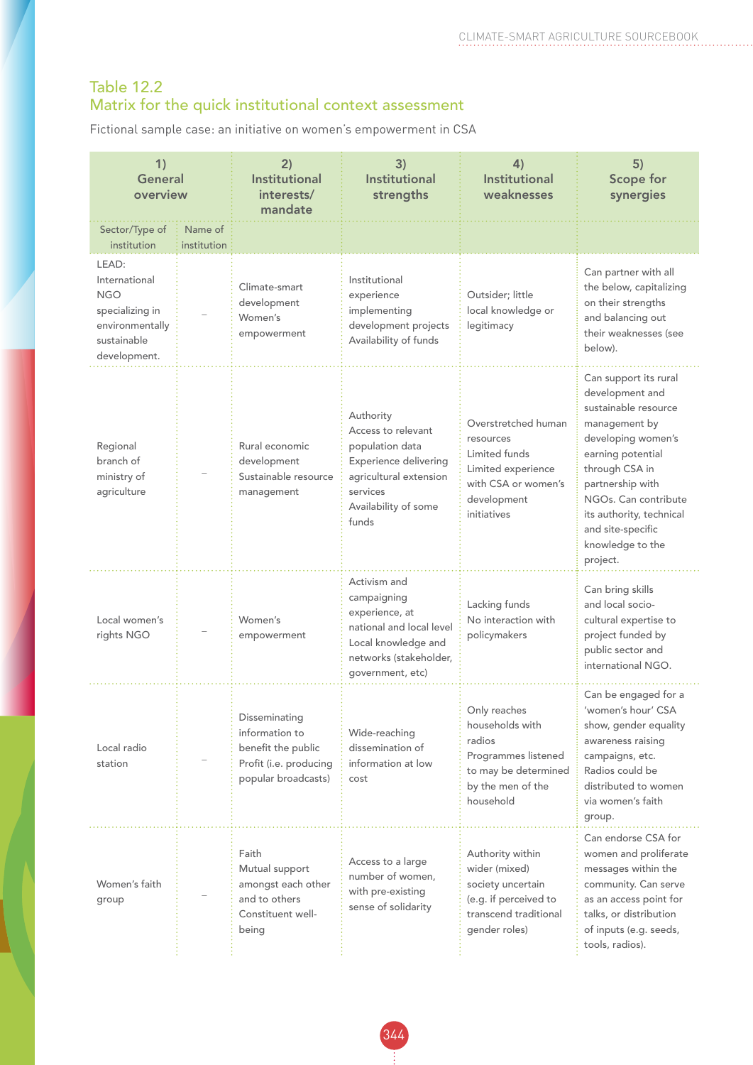## Table 12.2
## Matrix for the quick institutional context assessment

Fictional sample case: an initiative on women's empowerment in CSA

| 1) General overview | | 2) Institutional interests/ mandate | 3) Institutional strengths | 4) Institutional weaknesses | 5) Scope for synergies |
|---|---|---|---|---|---|
| Sector/Type of institution | Name of institution | | | | |
| LEAD: International NGO specializing in environmentally sustainable development. | – | Climate-smart development<br>Women's empowerment | Institutional experience implementing development projects<br>Availability of funds | Outsider; little local knowledge or legitimacy | Can partner with all the below, capitalizing on their strengths and balancing out their weaknesses (see below). |
| Regional branch of ministry of agriculture | – | Rural economic development<br>Sustainable resource management | Authority<br>Access to relevant population data<br>Experience delivering agricultural extension services<br>Availability of some funds | Overstretched human resources<br>Limited funds<br>Limited experience with CSA or women's development initiatives | Can support its rural development and sustainable resource management by developing women's earning potential through CSA in partnership with NGOs. Can contribute its authority, technical and site-specific knowledge to the project. |
| Local women's rights NGO | – | Women's empowerment | Activism and campaigning experience, at national and local level<br>Local knowledge and networks (stakeholder, government, etc) | Lacking funds<br>No interaction with policymakers | Can bring skills and local socio-cultural expertise to project funded by public sector and international NGO. |
| Local radio station | – | Disseminating information to benefit the public<br>Profit (i.e. producing popular broadcasts) | Wide-reaching dissemination of information at low cost | Only reaches households with radios<br>Programmes listened to may be determined by the men of the household | Can be engaged for a 'women's hour' CSA show, gender equality awareness raising campaigns, etc. Radios could be distributed to women via women's faith group. |
| Women's faith group | – | Faith<br>Mutual support amongst each other and to others<br>Constituent well-being | Access to a large number of women, with pre-existing sense of solidarity | Authority within wider (mixed) society uncertain (e.g. if perceived to transcend traditional gender roles) | Can endorse CSA for women and proliferate messages within the community. Can serve as an access point for talks, or distribution of inputs (e.g. seeds, tools, radios). |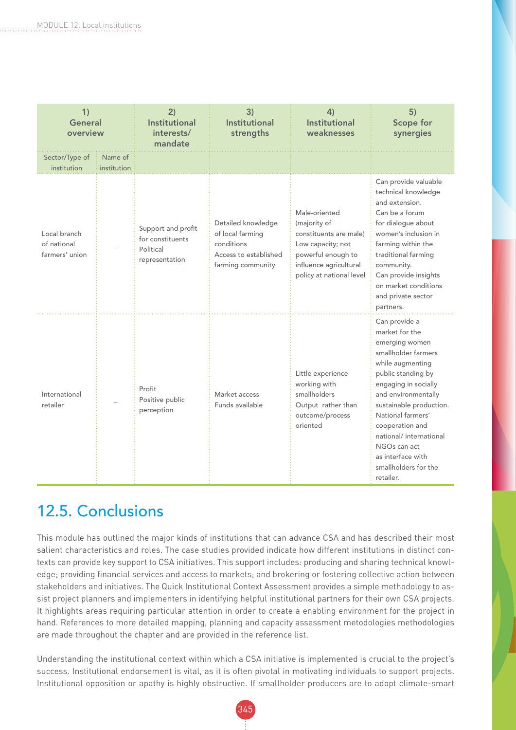| 1) General overview | | 2) Institutional interests/ mandate | 3) Institutional strengths | 4) Institutional weaknesses | 5) Scope for synergies |
|---|---|---|---|---|---|
| Sector/Type of institution | Name of institution | | | | |
| Local branch of national farmers' union | – | Support and profit for constituents<br>Political representation | Detailed knowledge of local farming conditions<br>Access to established farming community | Male-oriented (majority of constituents are male)<br>Low capacity; not powerful enough to influence agricultural policy at national level | Can provide valuable technical knowledge and extension.<br>Can be a forum for dialogue about women's inclusion in farming within the traditional farming community.<br>Can provide insights on market conditions and private sector partners. |
| International retailer | – | Profit<br>Positive public perception | Market access<br>Funds available | Little experience working with smallholders<br>Output rather than outcome/process oriented | Can provide a market for the emerging women smallholder farmers while augmenting public standing by engaging in socially and environmentally sustainable production. National farmers' cooperation and national/ international NGOs can act as interface with smallholders for the retailer. |

## 12.5. Conclusions

This module has outlined the major kinds of institutions that can advance CSA and has described their most salient characteristics and roles. The case studies provided indicate how different institutions in distinct contexts can provide key support to CSA initiatives. This support includes: producing and sharing technical knowledge; providing financial services and access to markets; and brokering or fostering collective action between stakeholders and initiatives. The Quick Institutional Context Assessment provides a simple methodology to assist project planners and implementers in identifying helpful institutional partners for their own CSA projects. It highlights areas requiring particular attention in order to create a enabling environment for the project in hand. References to more detailed mapping, planning and capacity assessment metodologies methodologies are made throughout the chapter and are provided in the reference list.

Understanding the institutional context within which a CSA initiative is implemented is crucial to the project's success. Institutional endorsement is vital, as it is often pivotal in motivating individuals to support projects. Institutional opposition or apathy is highly obstructive. If smallholder producers are to adopt climate-smart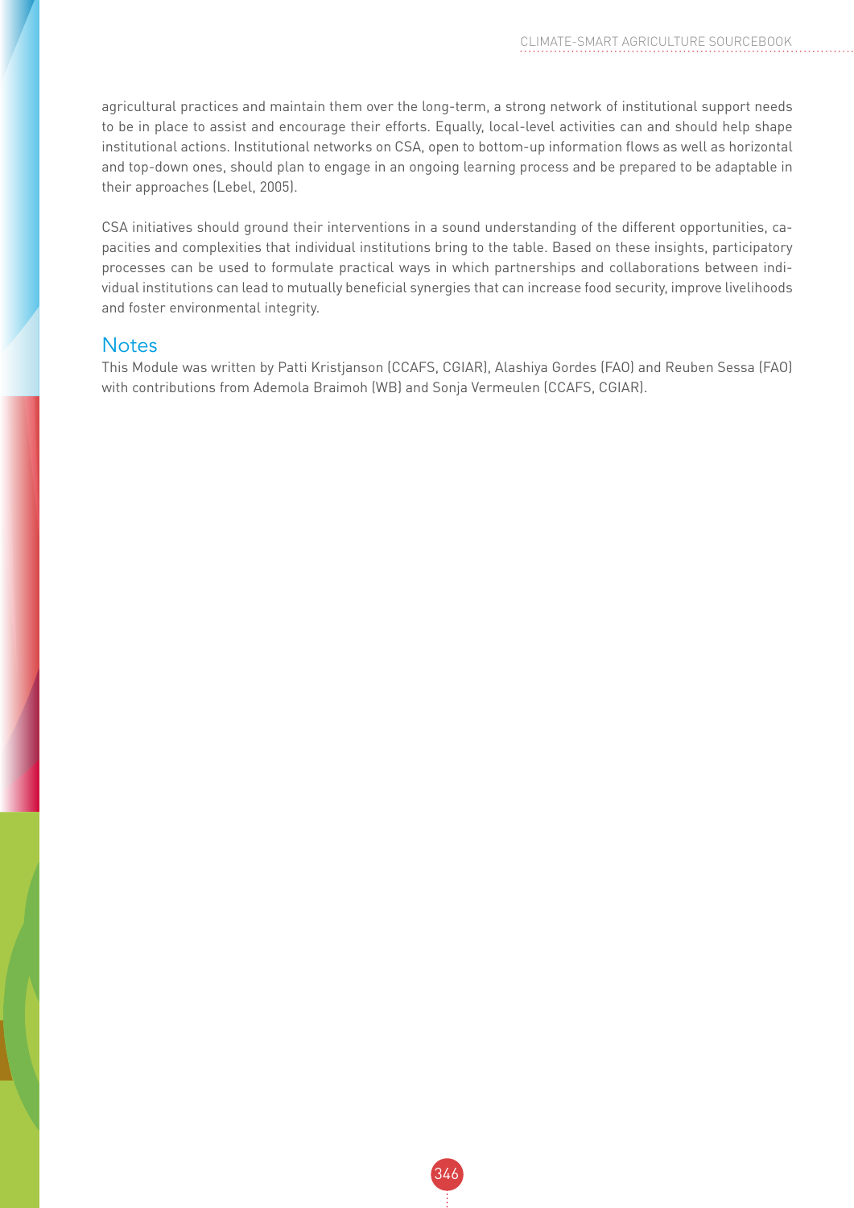agricultural practices and maintain them over the long-term, a strong network of institutional support needs to be in place to assist and encourage their efforts. Equally, local-level activities can and should help shape institutional actions. Institutional networks on CSA, open to bottom-up information flows as well as horizontal and top-down ones, should plan to engage in an ongoing learning process and be prepared to be adaptable in their approaches (Lebel, 2005).

CSA initiatives should ground their interventions in a sound understanding of the different opportunities, capacities and complexities that individual institutions bring to the table. Based on these insights, participatory processes can be used to formulate practical ways in which partnerships and collaborations between individual institutions can lead to mutually beneficial synergies that can increase food security, improve livelihoods and foster environmental integrity.

## Notes

This Module was written by Patti Kristjanson (CCAFS, CGIAR), Alashiya Gordes (FAO) and Reuben Sessa (FAO) with contributions from Ademola Braimoh (WB) and Sonja Vermeulen (CCAFS, CGIAR).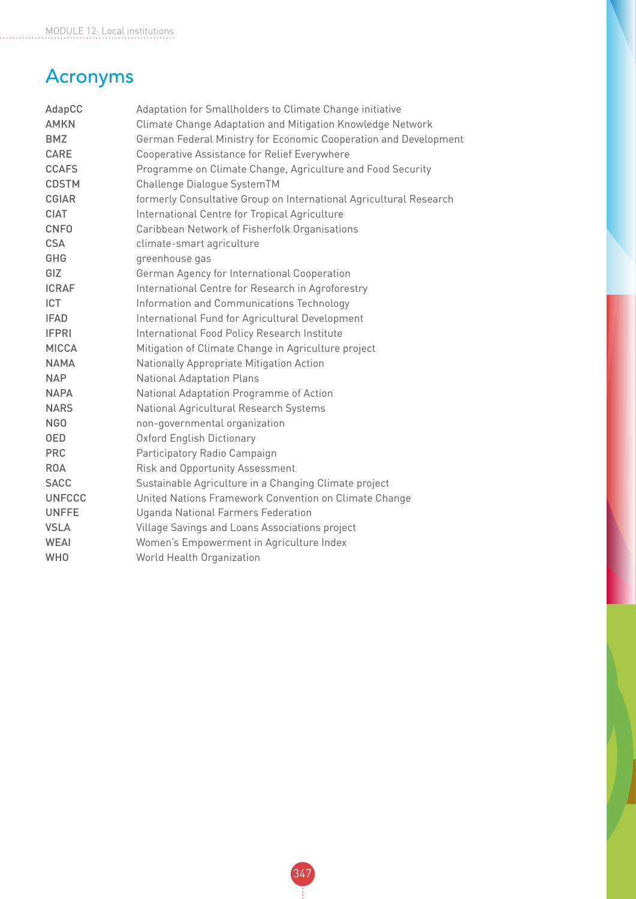# Acronyms

| | |
|---|---|
| AdapCC | Adaptation for Smallholders to Climate Change initiative |
| AMKN | Climate Change Adaptation and Mitigation Knowledge Network |
| BMZ | German Federal Ministry for Economic Cooperation and Development |
| CARE | Cooperative Assistance for Relief Everywhere |
| CCAFS | Programme on Climate Change, Agriculture and Food Security |
| CDSTM | Challenge Dialogue SystemTM |
| CGIAR | formerly Consultative Group on International Agricultural Research |
| CIAT | International Centre for Tropical Agriculture |
| CNFO | Caribbean Network of Fisherfolk Organisations |
| CSA | climate-smart agriculture |
| GHG | greenhouse gas |
| GIZ | German Agency for International Cooperation |
| ICRAF | International Centre for Research in Agroforestry |
| ICT | Information and Communications Technology |
| IFAD | International Fund for Agricultural Development |
| IFPRI | International Food Policy Research Institute |
| MICCA | Mitigation of Climate Change in Agriculture project |
| NAMA | Nationally Appropriate Mitigation Action |
| NAP | National Adaptation Plans |
| NAPA | National Adaptation Programme of Action |
| NARS | National Agricultural Research Systems |
| NGO | non-governmental organization |
| OED | Oxford English Dictionary |
| PRC | Participatory Radio Campaign |
| ROA | Risk and Opportunity Assessment |
| SACC | Sustainable Agriculture in a Changing Climate project |
| UNFCCC | United Nations Framework Convention on Climate Change |
| UNFFE | Uganda National Farmers Federation |
| VSLA | Village Savings and Loans Associations project |
| WEAI | Women's Empowerment in Agriculture Index |
| WHO | World Health Organization |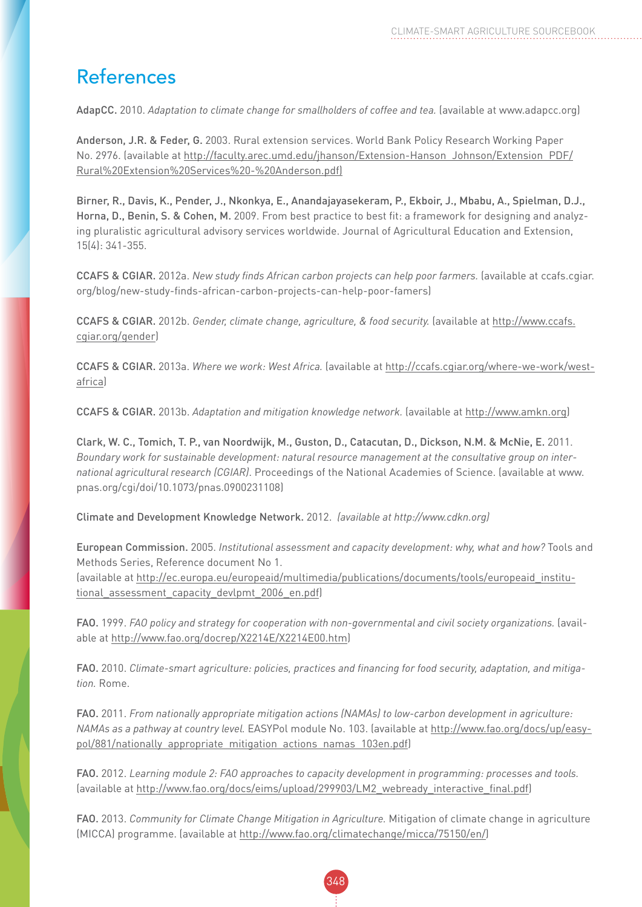# References

**AdapCC.** 2010. *Adaptation to climate change for smallholders of coffee and tea.* (available at www.adapcc.org)

**Anderson, J.R. & Feder, G.** 2003. Rural extension services. World Bank Policy Research Working Paper No. 2976. (available at http://faculty.arec.umd.edu/jhanson/Extension-Hanson_Johnson/Extension_PDF/Rural%20Extension%20Services%20-%20Anderson.pdf)

**Birner, R., Davis, K., Pender, J., Nkonkya, E., Anandajayasekeram, P., Ekboir, J., Mbabu, A., Spielman, D.J., Horna, D., Benin, S. & Cohen, M.** 2009. From best practice to best fit: a framework for designing and analyzing pluralistic agricultural advisory services worldwide. Journal of Agricultural Education and Extension, 15(4): 341-355.

**CCAFS & CGIAR.** 2012a. *New study finds African carbon projects can help poor farmers.* (available at ccafs.cgiar.org/blog/new-study-finds-african-carbon-projects-can-help-poor-famers)

**CCAFS & CGIAR.** 2012b. *Gender, climate change, agriculture, & food security.* (available at http://www.ccafs.cgiar.org/gender)

**CCAFS & CGIAR.** 2013a. *Where we work: West Africa.* (available at http://ccafs.cgiar.org/where-we-work/west-africa)

**CCAFS & CGIAR.** 2013b. *Adaptation and mitigation knowledge network.* (available at http://www.amkn.org)

**Clark, W. C., Tomich, T. P., van Noordwijk, M., Guston, D., Catacutan, D., Dickson, N.M. & McNie, E.** 2011. *Boundary work for sustainable development: natural resource management at the consultative group on international agricultural research (CGIAR).* Proceedings of the National Academies of Science. (available at www.pnas.org/cgi/doi/10.1073/pnas.0900231108)

**Climate and Development Knowledge Network.** 2012. *(available at http://www.cdkn.org)*

**European Commission.** 2005. *Institutional assessment and capacity development: why, what and how?* Tools and Methods Series, Reference document No 1.
(available at http://ec.europa.eu/europeaid/multimedia/publications/documents/tools/europeaid_institutional_assessment_capacity_devlpmt_2006_en.pdf)

**FAO.** 1999. *FAO policy and strategy for cooperation with non-governmental and civil society organizations.* (available at http://www.fao.org/docrep/X2214E/X2214E00.htm)

**FAO.** 2010. *Climate-smart agriculture: policies, practices and financing for food security, adaptation, and mitigation.* Rome.

**FAO.** 2011. *From nationally appropriate mitigation actions (NAMAs) to low-carbon development in agriculture: NAMAs as a pathway at country level.* EASYPol module No. 103. (available at http://www.fao.org/docs/up/easypol/881/nationally_appropriate_mitigation_actions_namas_103en.pdf)

**FAO.** 2012. *Learning module 2: FAO approaches to capacity development in programming: processes and tools.* (available at http://www.fao.org/docs/eims/upload/299903/LM2_webready_interactive_final.pdf)

**FAO.** 2013. *Community for Climate Change Mitigation in Agriculture.* Mitigation of climate change in agriculture (MICCA) programme. (available at http://www.fao.org/climatechange/micca/75150/en/)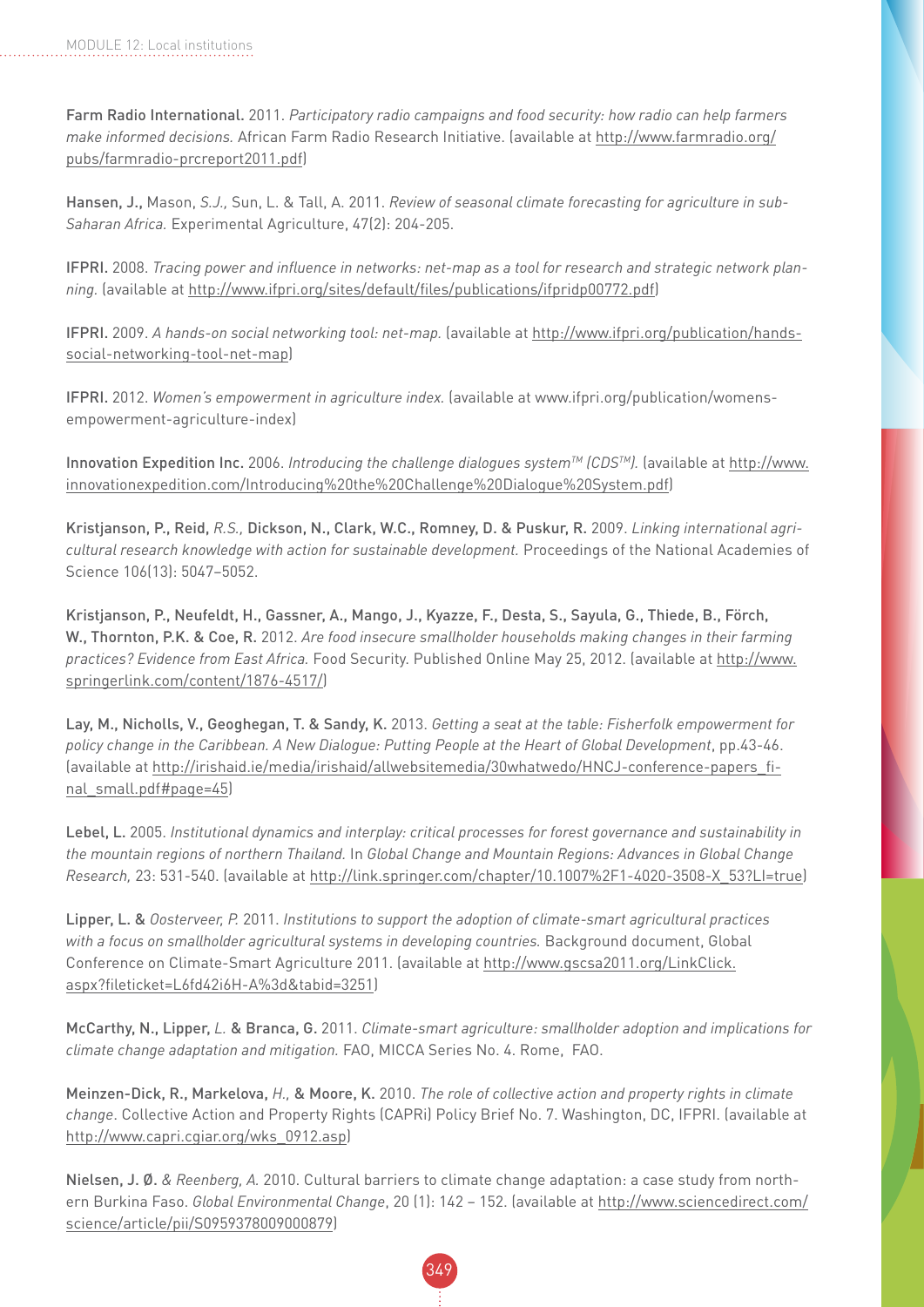Farm Radio International. 2011. *Participatory radio campaigns and food security: how radio can help farmers make informed decisions.* African Farm Radio Research Initiative. (available at http://www.farmradio.org/pubs/farmradio-prcreport2011.pdf)

Hansen, J., Mason, *S.J.,* Sun, L. & Tall, A. 2011. *Review of seasonal climate forecasting for agriculture in sub-Saharan Africa.* Experimental Agriculture, 47(2): 204-205.

IFPRI. 2008. *Tracing power and influence in networks: net-map as a tool for research and strategic network planning.* (available at http://www.ifpri.org/sites/default/files/publications/ifpridp00772.pdf)

IFPRI. 2009. *A hands-on social networking tool: net-map.* (available at http://www.ifpri.org/publication/hands-social-networking-tool-net-map)

IFPRI. 2012. *Women's empowerment in agriculture index.* (available at www.ifpri.org/publication/womens-empowerment-agriculture-index)

Innovation Expedition Inc. 2006. *Introducing the challenge dialogues system™ (CDS™).* (available at http://www.innovationexpedition.com/Introducing%20the%20Challenge%20Dialogue%20System.pdf)

Kristjanson, P., Reid, *R.S.,* Dickson, N., Clark, W.C., Romney, D. & Puskur, R. 2009. *Linking international agricultural research knowledge with action for sustainable development.* Proceedings of the National Academies of Science 106(13): 5047–5052.

Kristjanson, P., Neufeldt, H., Gassner, A., Mango, J., Kyazze, F., Desta, S., Sayula, G., Thiede, B., Förch, W., Thornton, P.K. & Coe, R. 2012. *Are food insecure smallholder households making changes in their farming practices? Evidence from East Africa.* Food Security. Published Online May 25, 2012. (available at http://www.springerlink.com/content/1876-4517/)

Lay, M., Nicholls, V., Geoghegan, T. & Sandy, K. 2013. *Getting a seat at the table: Fisherfolk empowerment for policy change in the Caribbean. A New Dialogue: Putting People at the Heart of Global Development*, pp.43-46. (available at http://irishaid.ie/media/irishaid/allwebsitemedia/30whatwedo/HNCJ-conference-papers_final_small.pdf#page=45)

Lebel, L. 2005. *Institutional dynamics and interplay: critical processes for forest governance and sustainability in the mountain regions of northern Thailand.* In *Global Change and Mountain Regions: Advances in Global Change Research,* 23: 531-540. (available at http://link.springer.com/chapter/10.1007%2F1-4020-3508-X_53?LI=true)

Lipper, L. & *Oosterveer, P.* 2011. *Institutions to support the adoption of climate-smart agricultural practices with a focus on smallholder agricultural systems in developing countries.* Background document, Global Conference on Climate-Smart Agriculture 2011. (available at http://www.gscsa2011.org/LinkClick.aspx?fileticket=L6fd42i6H-A%3d&tabid=3251)

McCarthy, N., Lipper, *L.* & Branca, G. 2011. *Climate-smart agriculture: smallholder adoption and implications for climate change adaptation and mitigation.* FAO, MICCA Series No. 4. Rome, FAO.

Meinzen-Dick, R., Markelova, *H.,* & Moore, K. 2010. *The role of collective action and property rights in climate change*. Collective Action and Property Rights (CAPRi) Policy Brief No. 7. Washington, DC, IFPRI. (available at http://www.capri.cgiar.org/wks_0912.asp)

Nielsen, J. Ø. *& Reenberg, A.* 2010. Cultural barriers to climate change adaptation: a case study from northern Burkina Faso. *Global Environmental Change*, 20 (1): 142 – 152. (available at http://www.sciencedirect.com/science/article/pii/S0959378009000879)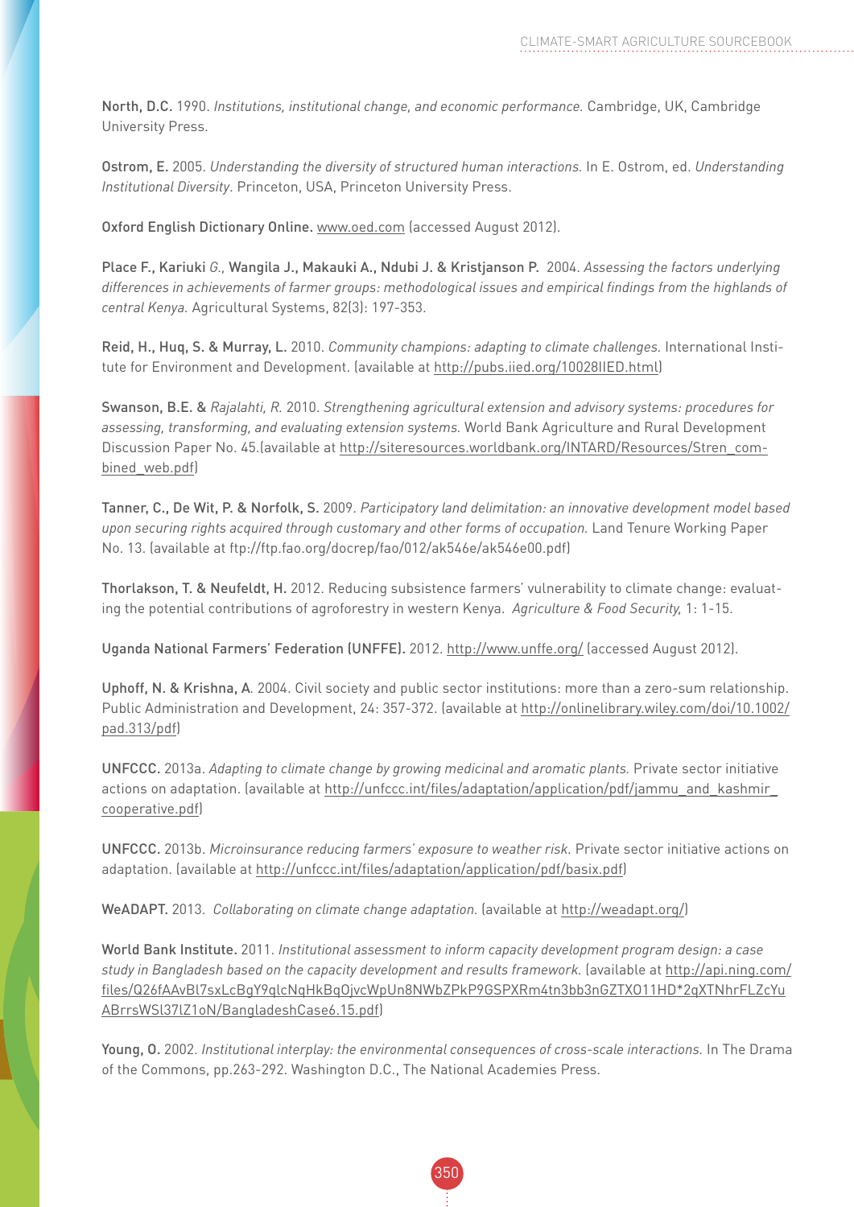**North, D.C.** 1990. *Institutions, institutional change, and economic performance.* Cambridge, UK, Cambridge University Press.

**Ostrom, E.** 2005. *Understanding the diversity of structured human interactions.* In E. Ostrom, ed. *Understanding Institutional Diversity.* Princeton, USA, Princeton University Press.

**Oxford English Dictionary Online.** www.oed.com (accessed August 2012).

**Place F., Kariuki** *G.,* **Wangila J., Makauki A., Ndubi J. & Kristjanson P.** 2004. *Assessing the factors underlying differences in achievements of farmer groups: methodological issues and empirical findings from the highlands of central Kenya.* Agricultural Systems, 82(3): 197-353.

**Reid, H., Huq, S. & Murray, L.** 2010. *Community champions: adapting to climate challenges.* International Institute for Environment and Development. (available at http://pubs.iied.org/10028IIED.html)

**Swanson, B.E. &** *Rajalahti, R.* 2010. *Strengthening agricultural extension and advisory systems: procedures for assessing, transforming, and evaluating extension systems.* World Bank Agriculture and Rural Development Discussion Paper No. 45.(available at http://siteresources.worldbank.org/INTARD/Resources/Stren_combined_web.pdf)

**Tanner, C., De Wit, P. & Norfolk, S.** 2009. *Participatory land delimitation: an innovative development model based upon securing rights acquired through customary and other forms of occupation.* Land Tenure Working Paper No. 13. (available at ftp://ftp.fao.org/docrep/fao/012/ak546e/ak546e00.pdf)

**Thorlakson, T. & Neufeldt, H.** 2012. Reducing subsistence farmers' vulnerability to climate change: evaluating the potential contributions of agroforestry in western Kenya. *Agriculture & Food Security,* 1: 1-15.

**Uganda National Farmers' Federation (UNFFE).** 2012. http://www.unffe.org/ (accessed August 2012).

**Uphoff, N. & Krishna, A**. 2004. Civil society and public sector institutions: more than a zero-sum relationship. Public Administration and Development, 24: 357-372. (available at http://onlinelibrary.wiley.com/doi/10.1002/pad.313/pdf)

**UNFCCC.** 2013a. *Adapting to climate change by growing medicinal and aromatic plants.* Private sector initiative actions on adaptation. (available at http://unfccc.int/files/adaptation/application/pdf/jammu_and_kashmir_cooperative.pdf)

**UNFCCC.** 2013b. *Microinsurance reducing farmers' exposure to weather risk.* Private sector initiative actions on adaptation. (available at http://unfccc.int/files/adaptation/application/pdf/basix.pdf)

**WeADAPT.** 2013. *Collaborating on climate change adaptation.* (available at http://weadapt.org/)

**World Bank Institute.** 2011. *Institutional assessment to inform capacity development program design: a case study in Bangladesh based on the capacity development and results framework.* (available at http://api.ning.com/files/Q26fAAvBl7sxLcBgY9qlcNqHkBqOjvcWpUn8NWbZPkP9GSPXRm4tn3bb3nGZTXO11HD*2qXTNhrFLZcYuABrrsWSl37lZ1oN/BangladeshCase6.15.pdf)

**Young, O.** 2002. *Institutional interplay: the environmental consequences of cross-scale interactions.* In The Drama of the Commons, pp.263-292. Washington D.C., The National Academies Press.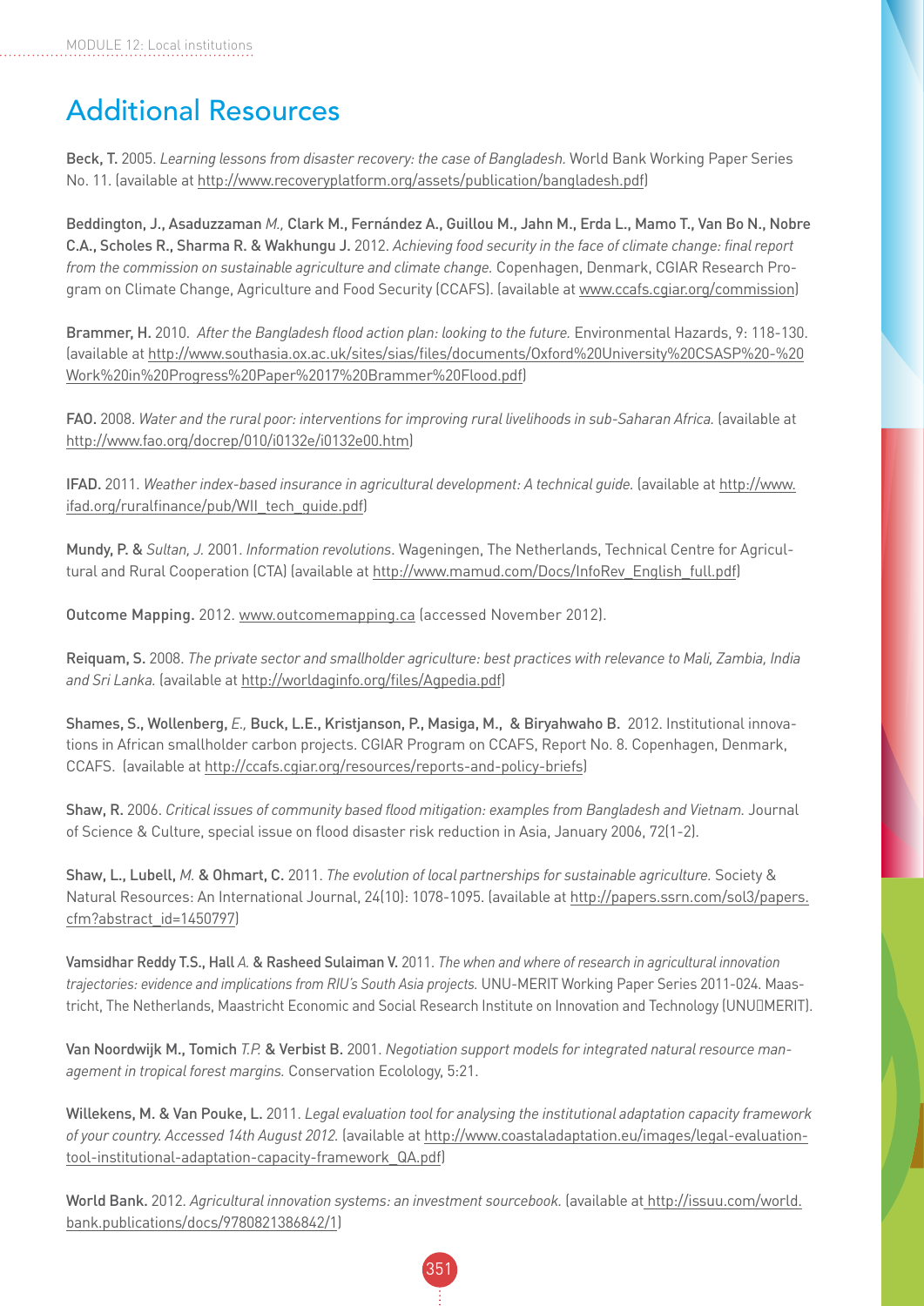## Additional Resources

**Beck, T.** 2005. *Learning lessons from disaster recovery: the case of Bangladesh.* World Bank Working Paper Series No. 11. (available at http://www.recoveryplatform.org/assets/publication/bangladesh.pdf)

**Beddington, J., Asaduzzaman** *M.,* **Clark M., Fernández A., Guillou M., Jahn M., Erda L., Mamo T., Van Bo N., Nobre C.A., Scholes R., Sharma R. & Wakhungu J.** 2012. *Achieving food security in the face of climate change: final report from the commission on sustainable agriculture and climate change.* Copenhagen, Denmark, CGIAR Research Program on Climate Change, Agriculture and Food Security (CCAFS). (available at www.ccafs.cgiar.org/commission)

**Brammer, H.** 2010. *After the Bangladesh flood action plan: looking to the future.* Environmental Hazards, 9: 118-130. (available at http://www.southasia.ox.ac.uk/sites/sias/files/documents/Oxford%20University%20CSASP%20-%20Work%20in%20Progress%20Paper%2017%20Brammer%20Flood.pdf)

**FAO.** 2008. *Water and the rural poor: interventions for improving rural livelihoods in sub-Saharan Africa.* (available at http://www.fao.org/docrep/010/i0132e/i0132e00.htm)

**IFAD.** 2011. *Weather index-based insurance in agricultural development: A technical guide.* (available at http://www.ifad.org/ruralfinance/pub/WII_tech_guide.pdf)

**Mundy, P. &** *Sultan, J.* 2001. *Information revolutions*. Wageningen, The Netherlands, Technical Centre for Agricultural and Rural Cooperation (CTA) (available at http://www.mamud.com/Docs/InfoRev_English_full.pdf)

**Outcome Mapping.** 2012. www.outcomemapping.ca (accessed November 2012).

**Reiquam, S.** 2008. *The private sector and smallholder agriculture: best practices with relevance to Mali, Zambia, India and Sri Lanka.* (available at http://worldaginfo.org/files/Agpedia.pdf)

**Shames, S., Wollenberg,** *E.,* **Buck, L.E., Kristjanson, P., Masiga, M., & Biryahwaho B.** 2012. Institutional innovations in African smallholder carbon projects. CGIAR Program on CCAFS, Report No. 8. Copenhagen, Denmark, CCAFS. (available at http://ccafs.cgiar.org/resources/reports-and-policy-briefs)

**Shaw, R.** 2006. *Critical issues of community based flood mitigation: examples from Bangladesh and Vietnam.* Journal of Science & Culture, special issue on flood disaster risk reduction in Asia, January 2006, 72(1-2).

**Shaw, L., Lubell,** *M.* **& Ohmart, C.** 2011. *The evolution of local partnerships for sustainable agriculture.* Society & Natural Resources: An International Journal, 24(10): 1078-1095. (available at http://papers.ssrn.com/sol3/papers.cfm?abstract_id=1450797)

**Vamsidhar Reddy T.S., Hall** *A.* **& Rasheed Sulaiman V.** 2011. *The when and where of research in agricultural innovation trajectories: evidence and implications from RIU's South Asia projects.* UNU-MERIT Working Paper Series 2011-024. Maastricht, The Netherlands, Maastricht Economic and Social Research Institute on Innovation and Technology (UNU‐MERIT).

**Van Noordwijk M., Tomich** *T.P.* **& Verbist B.** 2001. *Negotiation support models for integrated natural resource management in tropical forest margins.* Conservation Ecolology, 5:21.

**Willekens, M. & Van Pouke, L.** 2011. *Legal evaluation tool for analysing the institutional adaptation capacity framework of your country. Accessed 14th August 2012.* (available at http://www.coastaladaptation.eu/images/legal-evaluation-tool-institutional-adaptation-capacity-framework_QA.pdf)

**World Bank.** 2012. *Agricultural innovation systems: an investment sourcebook.* (available at http://issuu.com/world.bank.publications/docs/9780821386842/1)